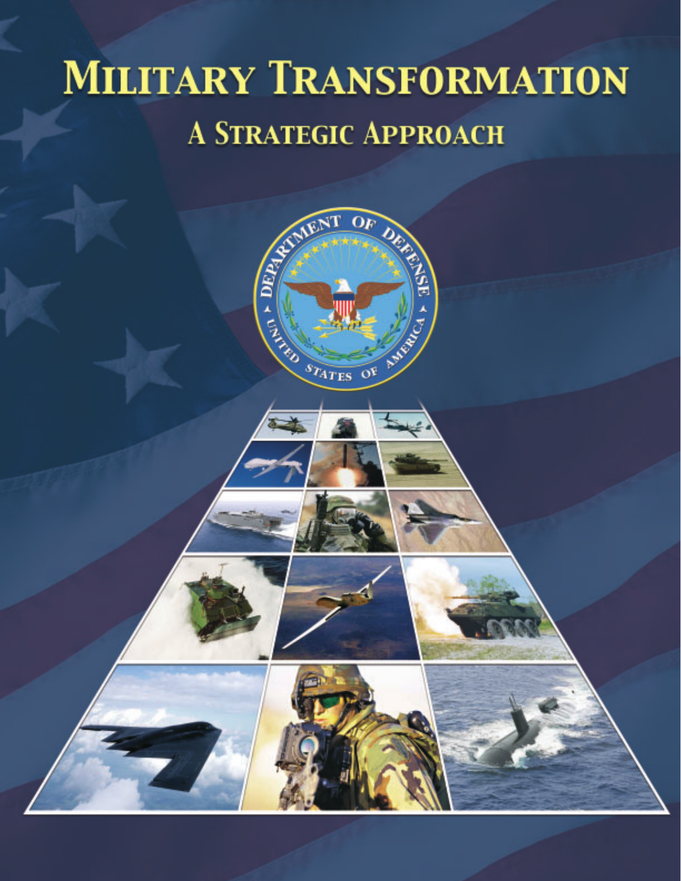# Military Transformation

## A Strategic Approach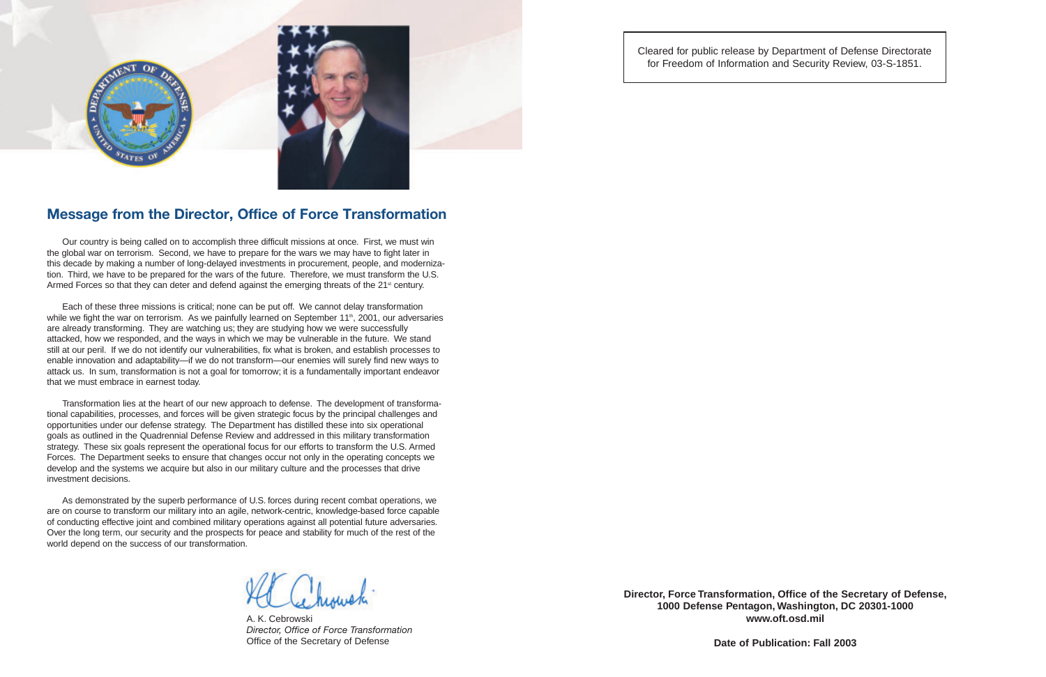## Message from the Director, Office of Force Transformation

Our country is being called on to accomplish three difficult missions at once. First, we must win the global war on terrorism. Second, we have to prepare for the wars we may have to fight later in this decade by making a number of long-delayed investments in procurement, people, and modernization. Third, we have to be prepared for the wars of the future. Therefore, we must transform the U.S. Armed Forces so that they can deter and defend against the emerging threats of the 21st century.

Each of these three missions is critical; none can be put off. We cannot delay transformation while we fight the war on terrorism. As we painfully learned on September 11th, 2001, our adversaries are already transforming. They are watching us; they are studying how we were successfully attacked, how we responded, and the ways in which we may be vulnerable in the future. We stand still at our peril. If we do not identify our vulnerabilities, fix what is broken, and establish processes to enable innovation and adaptability—if we do not transform—our enemies will surely find new ways to attack us. In sum, transformation is not a goal for tomorrow; it is a fundamentally important endeavor that we must embrace in earnest today.

Transformation lies at the heart of our new approach to defense. The development of transformational capabilities, processes, and forces will be given strategic focus by the principal challenges and opportunities under our defense strategy. The Department has distilled these into six operational goals as outlined in the Quadrennial Defense Review and addressed in this military transformation strategy. These six goals represent the operational focus for our efforts to transform the U.S. Armed Forces. The Department seeks to ensure that changes occur not only in the operating concepts we develop and the systems we acquire but also in our military culture and the processes that drive investment decisions.

As demonstrated by the superb performance of U.S. forces during recent combat operations, we are on course to transform our military into an agile, network-centric, knowledge-based force capable of conducting effective joint and combined military operations against all potential future adversaries. Over the long term, our security and the prospects for peace and stability for much of the rest of the world depend on the success of our transformation.

A. K. Cebrowski
*Director, Office of Force Transformation*
Office of the Secretary of Defense

Cleared for public release by Department of Defense Directorate for Freedom of Information and Security Review, 03-S-1851.

**Director, Force Transformation, Office of the Secretary of Defense, 1000 Defense Pentagon, Washington, DC 20301-1000**
**www.oft.osd.mil**

**Date of Publication: Fall 2003**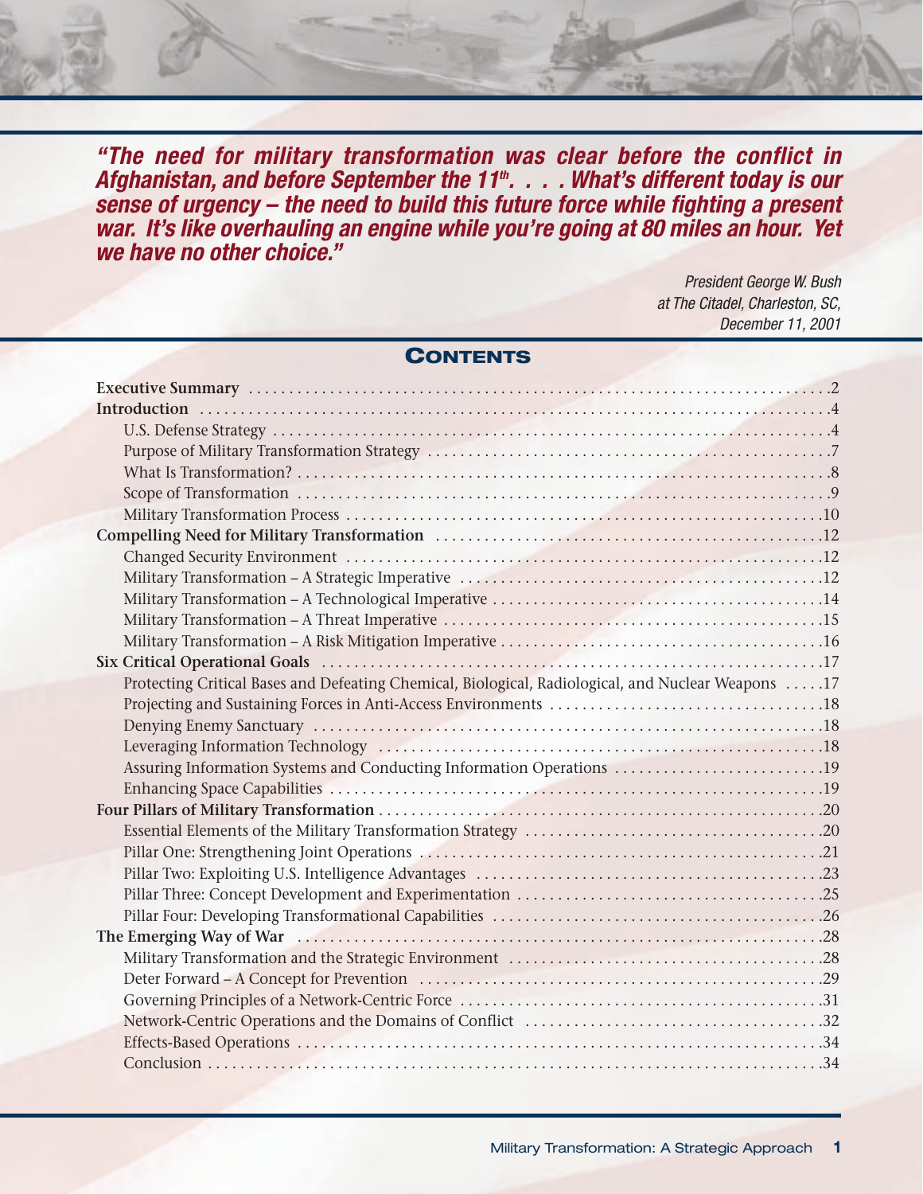***"The need for military transformation was clear before the conflict in Afghanistan, and before September the 11th. . . . What's different today is our sense of urgency – the need to build this future force while fighting a present war. It's like overhauling an engine while you're going at 80 miles an hour. Yet we have no other choice."***

*President George W. Bush*
*at The Citadel, Charleston, SC,*
*December 11, 2001*

## Contents

| | |
|---|---|
| **Executive Summary** | 2 |
| **Introduction** | 4 |
| U.S. Defense Strategy | 4 |
| Purpose of Military Transformation Strategy | 7 |
| What Is Transformation? | 8 |
| Scope of Transformation | 9 |
| Military Transformation Process | 10 |
| **Compelling Need for Military Transformation** | 12 |
| Changed Security Environment | 12 |
| Military Transformation – A Strategic Imperative | 12 |
| Military Transformation – A Technological Imperative | 14 |
| Military Transformation – A Threat Imperative | 15 |
| Military Transformation – A Risk Mitigation Imperative | 16 |
| **Six Critical Operational Goals** | 17 |
| Protecting Critical Bases and Defeating Chemical, Biological, Radiological, and Nuclear Weapons | 17 |
| Projecting and Sustaining Forces in Anti-Access Environments | 18 |
| Denying Enemy Sanctuary | 18 |
| Leveraging Information Technology | 18 |
| Assuring Information Systems and Conducting Information Operations | 19 |
| Enhancing Space Capabilities | 19 |
| **Four Pillars of Military Transformation** | 20 |
| Essential Elements of the Military Transformation Strategy | 20 |
| Pillar One: Strengthening Joint Operations | 21 |
| Pillar Two: Exploiting U.S. Intelligence Advantages | 23 |
| Pillar Three: Concept Development and Experimentation | 25 |
| Pillar Four: Developing Transformational Capabilities | 26 |
| **The Emerging Way of War** | 28 |
| Military Transformation and the Strategic Environment | 28 |
| Deter Forward – A Concept for Prevention | 29 |
| Governing Principles of a Network-Centric Force | 31 |
| Network-Centric Operations and the Domains of Conflict | 32 |
| Effects-Based Operations | 34 |
| Conclusion | 34 |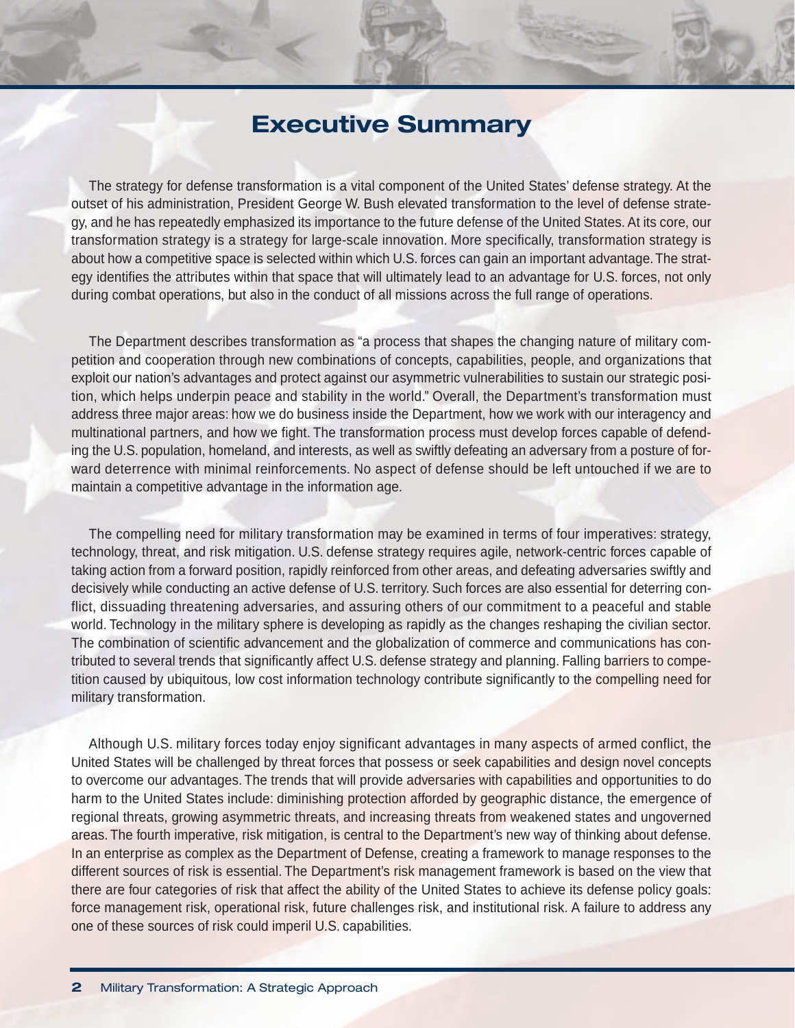# Executive Summary

The strategy for defense transformation is a vital component of the United States' defense strategy. At the outset of his administration, President George W. Bush elevated transformation to the level of defense strategy, and he has repeatedly emphasized its importance to the future defense of the United States. At its core, our transformation strategy is a strategy for large-scale innovation. More specifically, transformation strategy is about how a competitive space is selected within which U.S. forces can gain an important advantage. The strategy identifies the attributes within that space that will ultimately lead to an advantage for U.S. forces, not only during combat operations, but also in the conduct of all missions across the full range of operations.

The Department describes transformation as "a process that shapes the changing nature of military competition and cooperation through new combinations of concepts, capabilities, people, and organizations that exploit our nation's advantages and protect against our asymmetric vulnerabilities to sustain our strategic position, which helps underpin peace and stability in the world." Overall, the Department's transformation must address three major areas: how we do business inside the Department, how we work with our interagency and multinational partners, and how we fight. The transformation process must develop forces capable of defending the U.S. population, homeland, and interests, as well as swiftly defeating an adversary from a posture of forward deterrence with minimal reinforcements. No aspect of defense should be left untouched if we are to maintain a competitive advantage in the information age.

The compelling need for military transformation may be examined in terms of four imperatives: strategy, technology, threat, and risk mitigation. U.S. defense strategy requires agile, network-centric forces capable of taking action from a forward position, rapidly reinforced from other areas, and defeating adversaries swiftly and decisively while conducting an active defense of U.S. territory. Such forces are also essential for deterring conflict, dissuading threatening adversaries, and assuring others of our commitment to a peaceful and stable world. Technology in the military sphere is developing as rapidly as the changes reshaping the civilian sector. The combination of scientific advancement and the globalization of commerce and communications has contributed to several trends that significantly affect U.S. defense strategy and planning. Falling barriers to competition caused by ubiquitous, low cost information technology contribute significantly to the compelling need for military transformation.

Although U.S. military forces today enjoy significant advantages in many aspects of armed conflict, the United States will be challenged by threat forces that possess or seek capabilities and design novel concepts to overcome our advantages. The trends that will provide adversaries with capabilities and opportunities to do harm to the United States include: diminishing protection afforded by geographic distance, the emergence of regional threats, growing asymmetric threats, and increasing threats from weakened states and ungoverned areas. The fourth imperative, risk mitigation, is central to the Department's new way of thinking about defense. In an enterprise as complex as the Department of Defense, creating a framework to manage responses to the different sources of risk is essential. The Department's risk management framework is based on the view that there are four categories of risk that affect the ability of the United States to achieve its defense policy goals: force management risk, operational risk, future challenges risk, and institutional risk. A failure to address any one of these sources of risk could imperil U.S. capabilities.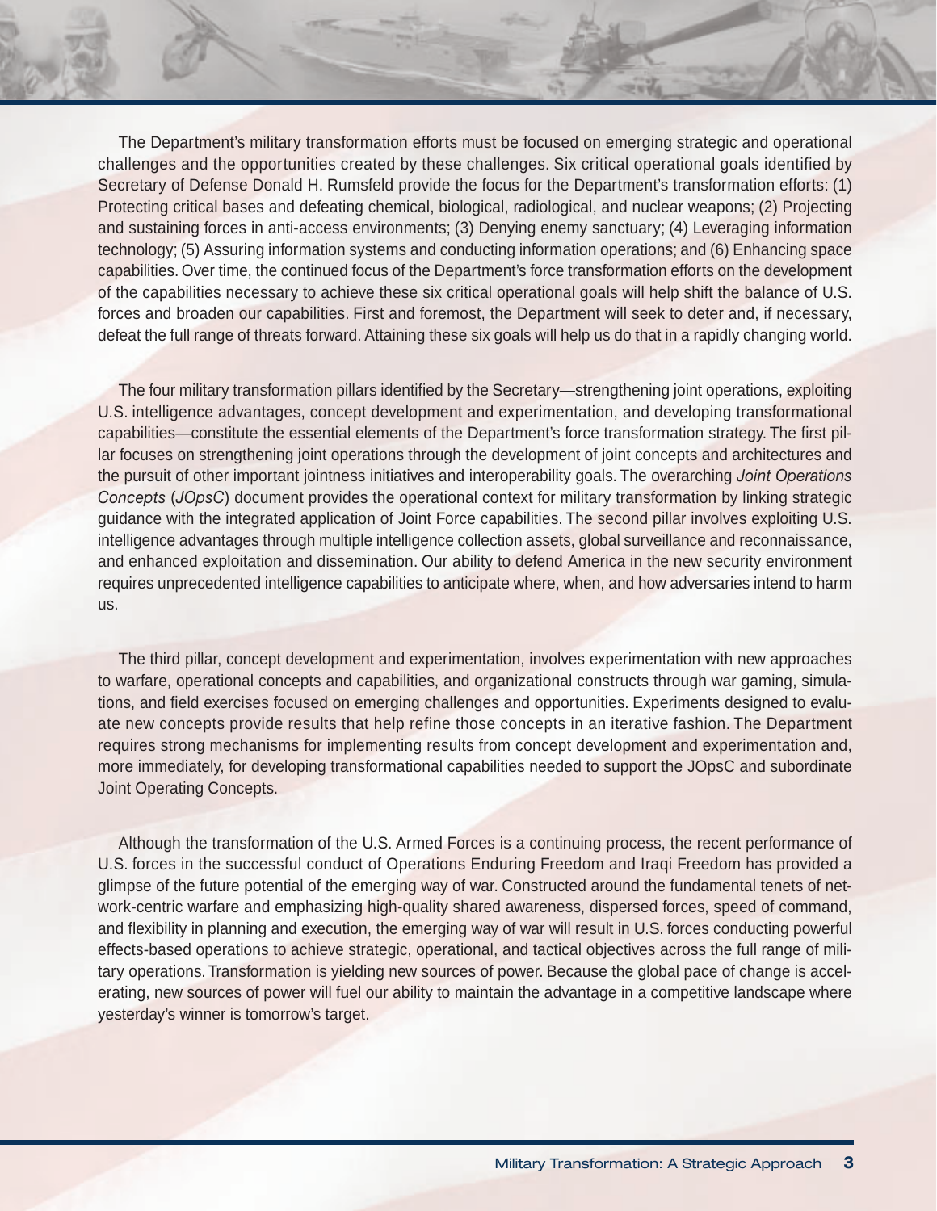The Department's military transformation efforts must be focused on emerging strategic and operational challenges and the opportunities created by these challenges. Six critical operational goals identified by Secretary of Defense Donald H. Rumsfeld provide the focus for the Department's transformation efforts: (1) Protecting critical bases and defeating chemical, biological, radiological, and nuclear weapons; (2) Projecting and sustaining forces in anti-access environments; (3) Denying enemy sanctuary; (4) Leveraging information technology; (5) Assuring information systems and conducting information operations; and (6) Enhancing space capabilities. Over time, the continued focus of the Department's force transformation efforts on the development of the capabilities necessary to achieve these six critical operational goals will help shift the balance of U.S. forces and broaden our capabilities. First and foremost, the Department will seek to deter and, if necessary, defeat the full range of threats forward. Attaining these six goals will help us do that in a rapidly changing world.

The four military transformation pillars identified by the Secretary—strengthening joint operations, exploiting U.S. intelligence advantages, concept development and experimentation, and developing transformational capabilities—constitute the essential elements of the Department's force transformation strategy. The first pillar focuses on strengthening joint operations through the development of joint concepts and architectures and the pursuit of other important jointness initiatives and interoperability goals. The overarching *Joint Operations Concepts* (*JOpsC*) document provides the operational context for military transformation by linking strategic guidance with the integrated application of Joint Force capabilities. The second pillar involves exploiting U.S. intelligence advantages through multiple intelligence collection assets, global surveillance and reconnaissance, and enhanced exploitation and dissemination. Our ability to defend America in the new security environment requires unprecedented intelligence capabilities to anticipate where, when, and how adversaries intend to harm us.

The third pillar, concept development and experimentation, involves experimentation with new approaches to warfare, operational concepts and capabilities, and organizational constructs through war gaming, simulations, and field exercises focused on emerging challenges and opportunities. Experiments designed to evaluate new concepts provide results that help refine those concepts in an iterative fashion. The Department requires strong mechanisms for implementing results from concept development and experimentation and, more immediately, for developing transformational capabilities needed to support the JOpsC and subordinate Joint Operating Concepts.

Although the transformation of the U.S. Armed Forces is a continuing process, the recent performance of U.S. forces in the successful conduct of Operations Enduring Freedom and Iraqi Freedom has provided a glimpse of the future potential of the emerging way of war. Constructed around the fundamental tenets of network-centric warfare and emphasizing high-quality shared awareness, dispersed forces, speed of command, and flexibility in planning and execution, the emerging way of war will result in U.S. forces conducting powerful effects-based operations to achieve strategic, operational, and tactical objectives across the full range of military operations. Transformation is yielding new sources of power. Because the global pace of change is accelerating, new sources of power will fuel our ability to maintain the advantage in a competitive landscape where yesterday's winner is tomorrow's target.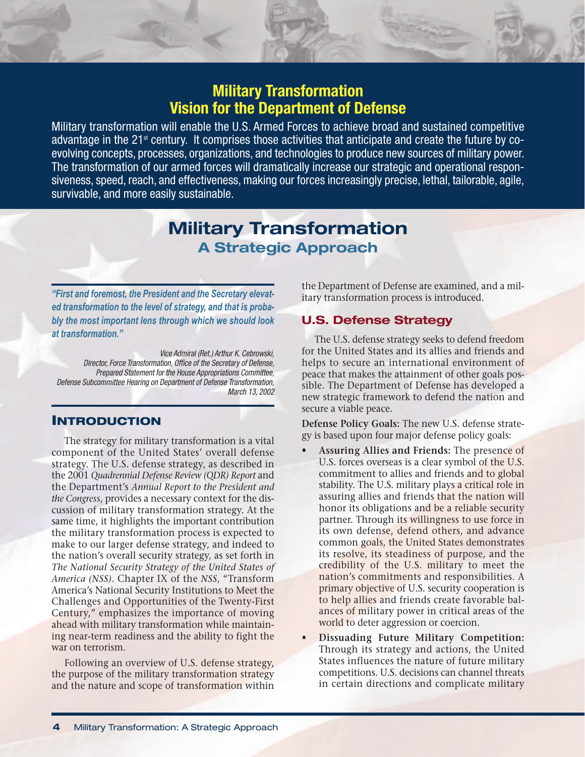# Military Transformation Vision for the Department of Defense

Military transformation will enable the U.S. Armed Forces to achieve broad and sustained competitive advantage in the 21st century. It comprises those activities that anticipate and create the future by co-evolving concepts, processes, organizations, and technologies to produce new sources of military power. The transformation of our armed forces will dramatically increase our strategic and operational responsiveness, speed, reach, and effectiveness, making our forces increasingly precise, lethal, tailorable, agile, survivable, and more easily sustainable.

# Military Transformation

## A Strategic Approach

*"First and foremost, the President and the Secretary elevated transformation to the level of strategy, and that is probably the most important lens through which we should look at transformation."*

*Vice Admiral (Ret.) Arthur K. Cebrowski, Director, Force Transformation, Office of the Secretary of Defense, Prepared Statement for the House Appropriations Committee, Defense Subcommittee Hearing on Department of Defense Transformation, March 13, 2002*

## Introduction

The strategy for military transformation is a vital component of the United States' overall defense strategy. The U.S. defense strategy, as described in the 2001 *Quadrennial Defense Review (QDR) Report* and the Department's *Annual Report to the President and the Congress*, provides a necessary context for the discussion of military transformation strategy. At the same time, it highlights the important contribution the military transformation process is expected to make to our larger defense strategy, and indeed to the nation's overall security strategy, as set forth in *The National Security Strategy of the United States of America (NSS)*. Chapter IX of the *NSS*, "Transform America's National Security Institutions to Meet the Challenges and Opportunities of the Twenty-First Century," emphasizes the importance of moving ahead with military transformation while maintaining near-term readiness and the ability to fight the war on terrorism.

Following an overview of U.S. defense strategy, the purpose of the military transformation strategy and the nature and scope of transformation within the Department of Defense are examined, and a military transformation process is introduced.

## U.S. Defense Strategy

The U.S. defense strategy seeks to defend freedom for the United States and its allies and friends and helps to secure an international environment of peace that makes the attainment of other goals possible. The Department of Defense has developed a new strategic framework to defend the nation and secure a viable peace.

**Defense Policy Goals:** The new U.S. defense strategy is based upon four major defense policy goals:

- **Assuring Allies and Friends:** The presence of U.S. forces overseas is a clear symbol of the U.S. commitment to allies and friends and to global stability. The U.S. military plays a critical role in assuring allies and friends that the nation will honor its obligations and be a reliable security partner. Through its willingness to use force in its own defense, defend others, and advance common goals, the United States demonstrates its resolve, its steadiness of purpose, and the credibility of the U.S. military to meet the nation's commitments and responsibilities. A primary objective of U.S. security cooperation is to help allies and friends create favorable balances of military power in critical areas of the world to deter aggression or coercion.
- **Dissuading Future Military Competition:** Through its strategy and actions, the United States influences the nature of future military competitions. U.S. decisions can channel threats in certain directions and complicate military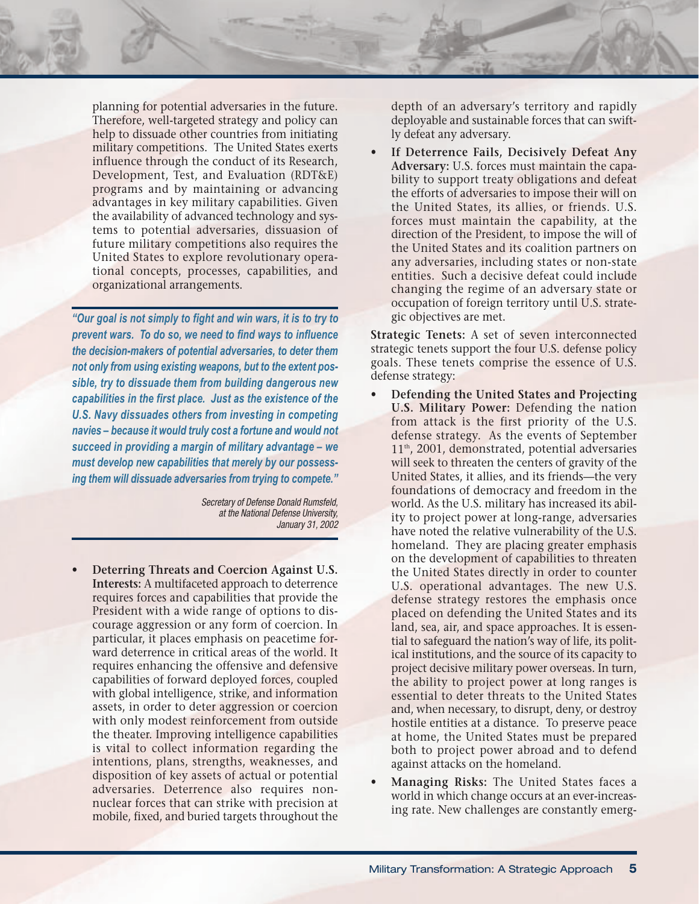planning for potential adversaries in the future. Therefore, well-targeted strategy and policy can help to dissuade other countries from initiating military competitions. The United States exerts influence through the conduct of its Research, Development, Test, and Evaluation (RDT&E) programs and by maintaining or advancing advantages in key military capabilities. Given the availability of advanced technology and systems to potential adversaries, dissuasion of future military competitions also requires the United States to explore revolutionary operational concepts, processes, capabilities, and organizational arrangements.

> ***"Our goal is not simply to fight and win wars, it is to try to prevent wars. To do so, we need to find ways to influence the decision-makers of potential adversaries, to deter them not only from using existing weapons, but to the extent possible, try to dissuade them from building dangerous new capabilities in the first place. Just as the existence of the U.S. Navy dissuades others from investing in competing navies – because it would truly cost a fortune and would not succeed in providing a margin of military advantage – we must develop new capabilities that merely by our possessing them will dissuade adversaries from trying to compete."***
>
> *Secretary of Defense Donald Rumsfeld, at the National Defense University, January 31, 2002*

- **Deterring Threats and Coercion Against U.S. Interests:** A multifaceted approach to deterrence requires forces and capabilities that provide the President with a wide range of options to discourage aggression or any form of coercion. In particular, it places emphasis on peacetime forward deterrence in critical areas of the world. It requires enhancing the offensive and defensive capabilities of forward deployed forces, coupled with global intelligence, strike, and information assets, in order to deter aggression or coercion with only modest reinforcement from outside the theater. Improving intelligence capabilities is vital to collect information regarding the intentions, plans, strengths, weaknesses, and disposition of key assets of actual or potential adversaries. Deterrence also requires non-nuclear forces that can strike with precision at mobile, fixed, and buried targets throughout the depth of an adversary's territory and rapidly deployable and sustainable forces that can swiftly defeat any adversary.
- **If Deterrence Fails, Decisively Defeat Any Adversary:** U.S. forces must maintain the capability to support treaty obligations and defeat the efforts of adversaries to impose their will on the United States, its allies, or friends. U.S. forces must maintain the capability, at the direction of the President, to impose the will of the United States and its coalition partners on any adversaries, including states or non-state entities. Such a decisive defeat could include changing the regime of an adversary state or occupation of foreign territory until U.S. strategic objectives are met.

**Strategic Tenets:** A set of seven interconnected strategic tenets support the four U.S. defense policy goals. These tenets comprise the essence of U.S. defense strategy:

- **Defending the United States and Projecting U.S. Military Power:** Defending the nation from attack is the first priority of the U.S. defense strategy. As the events of September 11th, 2001, demonstrated, potential adversaries will seek to threaten the centers of gravity of the United States, it allies, and its friends—the very foundations of democracy and freedom in the world. As the U.S. military has increased its ability to project power at long-range, adversaries have noted the relative vulnerability of the U.S. homeland. They are placing greater emphasis on the development of capabilities to threaten the United States directly in order to counter U.S. operational advantages. The new U.S. defense strategy restores the emphasis once placed on defending the United States and its land, sea, air, and space approaches. It is essential to safeguard the nation's way of life, its political institutions, and the source of its capacity to project decisive military power overseas. In turn, the ability to project power at long ranges is essential to deter threats to the United States and, when necessary, to disrupt, deny, or destroy hostile entities at a distance. To preserve peace at home, the United States must be prepared both to project power abroad and to defend against attacks on the homeland.
- **Managing Risks:** The United States faces a world in which change occurs at an ever-increasing rate. New challenges are constantly emerg-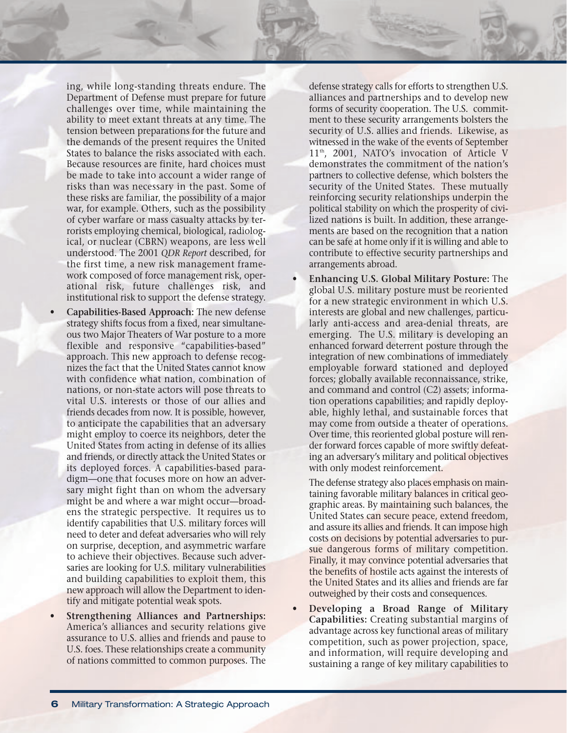ing, while long-standing threats endure. The Department of Defense must prepare for future challenges over time, while maintaining the ability to meet extant threats at any time. The tension between preparations for the future and the demands of the present requires the United States to balance the risks associated with each. Because resources are finite, hard choices must be made to take into account a wider range of risks than was necessary in the past. Some of these risks are familiar, the possibility of a major war, for example. Others, such as the possibility of cyber warfare or mass casualty attacks by terrorists employing chemical, biological, radiological, or nuclear (CBRN) weapons, are less well understood. The 2001 *QDR Report* described, for the first time, a new risk management framework composed of force management risk, operational risk, future challenges risk, and institutional risk to support the defense strategy.

- **Capabilities-Based Approach:** The new defense strategy shifts focus from a fixed, near simultaneous two Major Theaters of War posture to a more flexible and responsive "capabilities-based" approach. This new approach to defense recognizes the fact that the United States cannot know with confidence what nation, combination of nations, or non-state actors will pose threats to vital U.S. interests or those of our allies and friends decades from now. It is possible, however, to anticipate the capabilities that an adversary might employ to coerce its neighbors, deter the United States from acting in defense of its allies and friends, or directly attack the United States or its deployed forces. A capabilities-based paradigm—one that focuses more on how an adversary might fight than on whom the adversary might be and where a war might occur—broadens the strategic perspective. It requires us to identify capabilities that U.S. military forces will need to deter and defeat adversaries who will rely on surprise, deception, and asymmetric warfare to achieve their objectives. Because such adversaries are looking for U.S. military vulnerabilities and building capabilities to exploit them, this new approach will allow the Department to identify and mitigate potential weak spots.

- **Strengthening Alliances and Partnerships:** America's alliances and security relations give assurance to U.S. allies and friends and pause to U.S. foes. These relationships create a community of nations committed to common purposes. The defense strategy calls for efforts to strengthen U.S. alliances and partnerships and to develop new forms of security cooperation. The U.S. commitment to these security arrangements bolsters the security of U.S. allies and friends. Likewise, as witnessed in the wake of the events of September 11th, 2001, NATO's invocation of Article V demonstrates the commitment of the nation's partners to collective defense, which bolsters the security of the United States. These mutually reinforcing security relationships underpin the political stability on which the prosperity of civilized nations is built. In addition, these arrangements are based on the recognition that a nation can be safe at home only if it is willing and able to contribute to effective security partnerships and arrangements abroad.

- **Enhancing U.S. Global Military Posture:** The global U.S. military posture must be reoriented for a new strategic environment in which U.S. interests are global and new challenges, particularly anti-access and area-denial threats, are emerging. The U.S. military is developing an enhanced forward deterrent posture through the integration of new combinations of immediately employable forward stationed and deployed forces; globally available reconnaissance, strike, and command and control (C2) assets; information operations capabilities; and rapidly deployable, highly lethal, and sustainable forces that may come from outside a theater of operations. Over time, this reoriented global posture will render forward forces capable of more swiftly defeating an adversary's military and political objectives with only modest reinforcement.

  The defense strategy also places emphasis on maintaining favorable military balances in critical geographic areas. By maintaining such balances, the United States can secure peace, extend freedom, and assure its allies and friends. It can impose high costs on decisions by potential adversaries to pursue dangerous forms of military competition. Finally, it may convince potential adversaries that the benefits of hostile acts against the interests of the United States and its allies and friends are far outweighed by their costs and consequences.

- **Developing a Broad Range of Military Capabilities:** Creating substantial margins of advantage across key functional areas of military competition, such as power projection, space, and information, will require developing and sustaining a range of key military capabilities to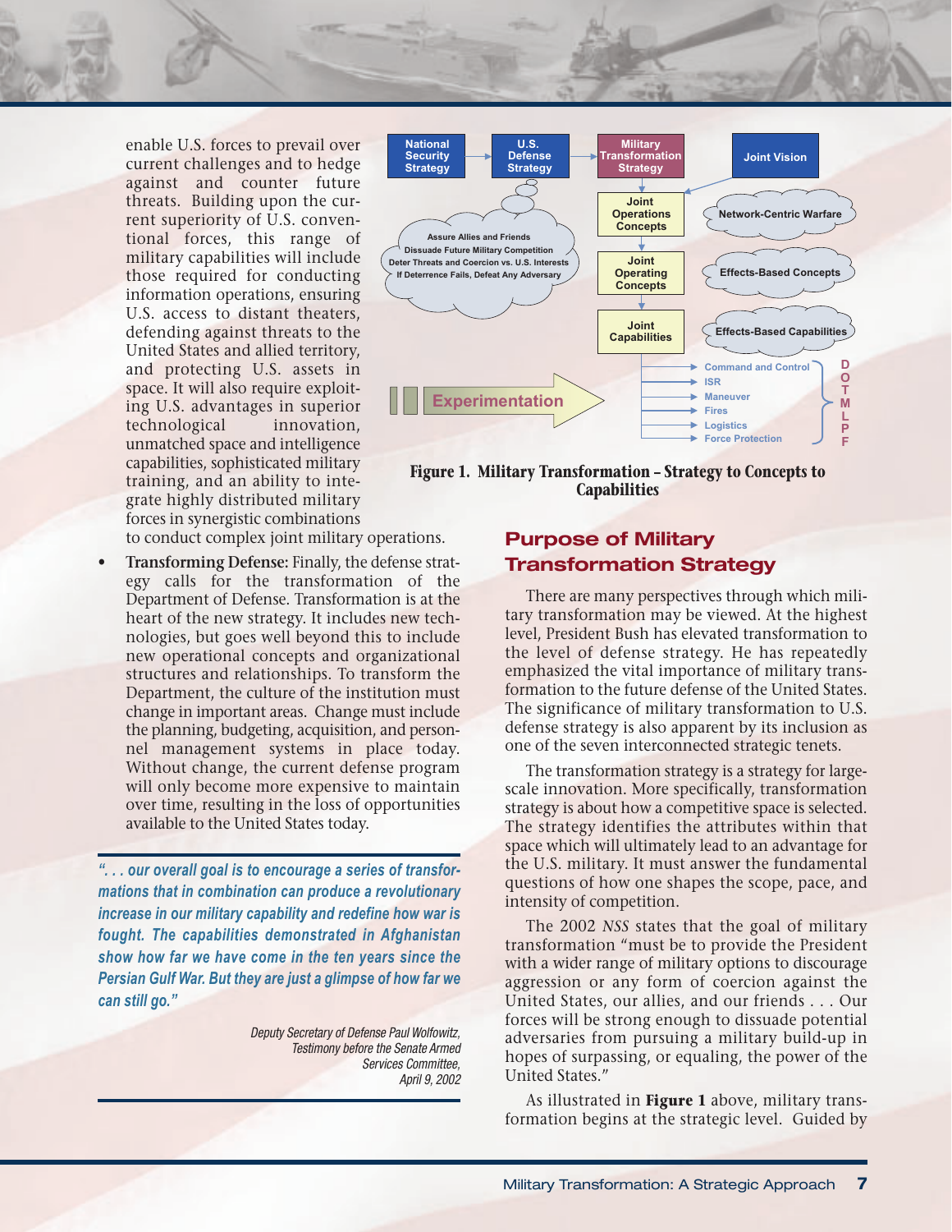enable U.S. forces to prevail over current challenges and to hedge against and counter future threats. Building upon the current superiority of U.S. conventional forces, this range of military capabilities will include those required for conducting information operations, ensuring U.S. access to distant theaters, defending against threats to the United States and allied territory, and protecting U.S. assets in space. It will also require exploiting U.S. advantages in superior technological innovation, unmatched space and intelligence capabilities, sophisticated military training, and an ability to integrate highly distributed military forces in synergistic combinations to conduct complex joint military operations.

- **Transforming Defense:** Finally, the defense strategy calls for the transformation of the Department of Defense. Transformation is at the heart of the new strategy. It includes new technologies, but goes well beyond this to include new operational concepts and organizational structures and relationships. To transform the Department, the culture of the institution must change in important areas. Change must include the planning, budgeting, acquisition, and personnel management systems in place today. Without change, the current defense program will only become more expensive to maintain over time, resulting in the loss of opportunities available to the United States today.

> *". . . our overall goal is to encourage a series of transformations that in combination can produce a revolutionary increase in our military capability and redefine how war is fought. The capabilities demonstrated in Afghanistan show how far we have come in the ten years since the Persian Gulf War. But they are just a glimpse of how far we can still go."*
>
> *Deputy Secretary of Defense Paul Wolfowitz, Testimony before the Senate Armed Services Committee, April 9, 2002*

National Security Strategy → U.S. Defense Strategy → Military Transformation Strategy

Joint Vision

Assure Allies and Friends
Dissuade Future Military Competition
Deter Threats and Coercion vs. U.S. Interests
If Deterrence Fails, Defeat Any Adversary

Joint Operations Concepts — Network-Centric Warfare
Joint Operating Concepts — Effects-Based Concepts
Joint Capabilities — Effects-Based Capabilities

Experimentation

Command and Control
ISR
Maneuver
Fires
Logistics
Force Protection

D O T M L P F

**Figure 1. Military Transformation – Strategy to Concepts to Capabilities**

## Purpose of Military Transformation Strategy

There are many perspectives through which military transformation may be viewed. At the highest level, President Bush has elevated transformation to the level of defense strategy. He has repeatedly emphasized the vital importance of military transformation to the future defense of the United States. The significance of military transformation to U.S. defense strategy is also apparent by its inclusion as one of the seven interconnected strategic tenets.

The transformation strategy is a strategy for large-scale innovation. More specifically, transformation strategy is about how a competitive space is selected. The strategy identifies the attributes within that space which will ultimately lead to an advantage for the U.S. military. It must answer the fundamental questions of how one shapes the scope, pace, and intensity of competition.

The 2002 *NSS* states that the goal of military transformation "must be to provide the President with a wider range of military options to discourage aggression or any form of coercion against the United States, our allies, and our friends . . . Our forces will be strong enough to dissuade potential adversaries from pursuing a military build-up in hopes of surpassing, or equaling, the power of the United States."

As illustrated in **Figure 1** above, military transformation begins at the strategic level. Guided by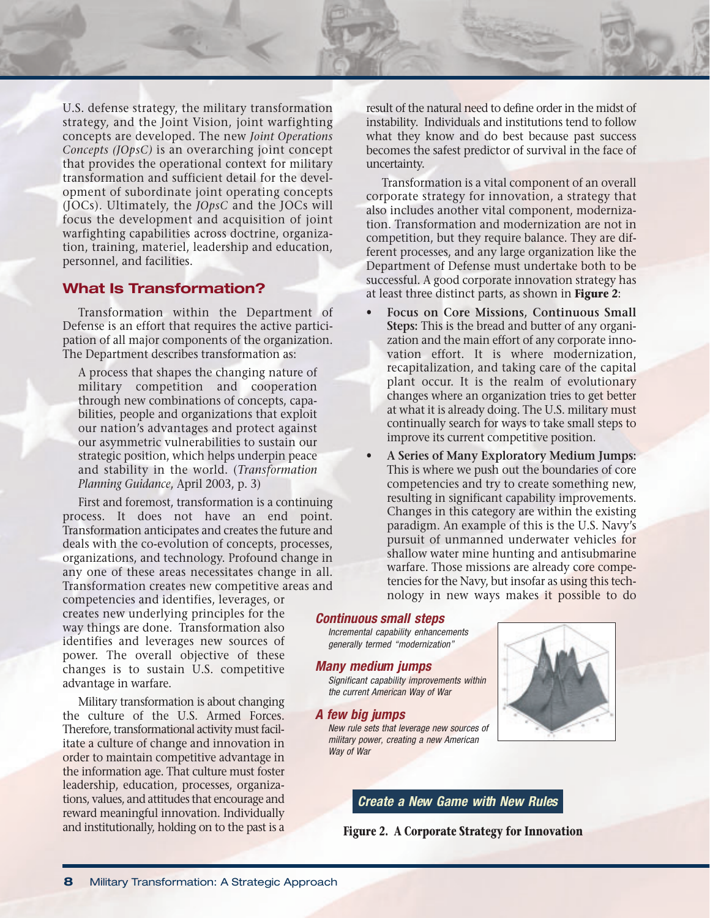U.S. defense strategy, the military transformation strategy, and the Joint Vision, joint warfighting concepts are developed. The new *Joint Operations Concepts (JOpsC)* is an overarching joint concept that provides the operational context for military transformation and sufficient detail for the development of subordinate joint operating concepts (JOCs). Ultimately, the *JOpsC* and the JOCs will focus the development and acquisition of joint warfighting capabilities across doctrine, organization, training, materiel, leadership and education, personnel, and facilities.

## What Is Transformation?

Transformation within the Department of Defense is an effort that requires the active participation of all major components of the organization. The Department describes transformation as:

> A process that shapes the changing nature of military competition and cooperation through new combinations of concepts, capabilities, people and organizations that exploit our nation's advantages and protect against our asymmetric vulnerabilities to sustain our strategic position, which helps underpin peace and stability in the world. (*Transformation Planning Guidance,* April 2003, p. 3)

First and foremost, transformation is a continuing process. It does not have an end point. Transformation anticipates and creates the future and deals with the co-evolution of concepts, processes, organizations, and technology. Profound change in any one of these areas necessitates change in all. Transformation creates new competitive areas and competencies and identifies, leverages, or creates new underlying principles for the way things are done. Transformation also identifies and leverages new sources of power. The overall objective of these changes is to sustain U.S. competitive advantage in warfare.

Military transformation is about changing the culture of the U.S. Armed Forces. Therefore, transformational activity must facilitate a culture of change and innovation in order to maintain competitive advantage in the information age. That culture must foster leadership, education, processes, organizations, values, and attitudes that encourage and reward meaningful innovation. Individually and institutionally, holding on to the past is a result of the natural need to define order in the midst of instability. Individuals and institutions tend to follow what they know and do best because past success becomes the safest predictor of survival in the face of uncertainty.

Transformation is a vital component of an overall corporate strategy for innovation, a strategy that also includes another vital component, modernization. Transformation and modernization are not in competition, but they require balance. They are different processes, and any large organization like the Department of Defense must undertake both to be successful. A good corporate innovation strategy has at least three distinct parts, as shown in **Figure 2**:

- **Focus on Core Missions, Continuous Small Steps:** This is the bread and butter of any organization and the main effort of any corporate innovation effort. It is where modernization, recapitalization, and taking care of the capital plant occur. It is the realm of evolutionary changes where an organization tries to get better at what it is already doing. The U.S. military must continually search for ways to take small steps to improve its current competitive position.
- **A Series of Many Exploratory Medium Jumps:** This is where we push out the boundaries of core competencies and try to create something new, resulting in significant capability improvements. Changes in this category are within the existing paradigm. An example of this is the U.S. Navy's pursuit of unmanned underwater vehicles for shallow water mine hunting and antisubmarine warfare. Those missions are already core competencies for the Navy, but insofar as using this technology in new ways makes it possible to do

***Continuous small steps***
*Incremental capability enhancements generally termed "modernization"*

***Many medium jumps***
*Significant capability improvements within the current American Way of War*

***A few big jumps***
*New rule sets that leverage new sources of military power, creating a new American Way of War*

***Create a New Game with New Rules***

**Figure 2. A Corporate Strategy for Innovation**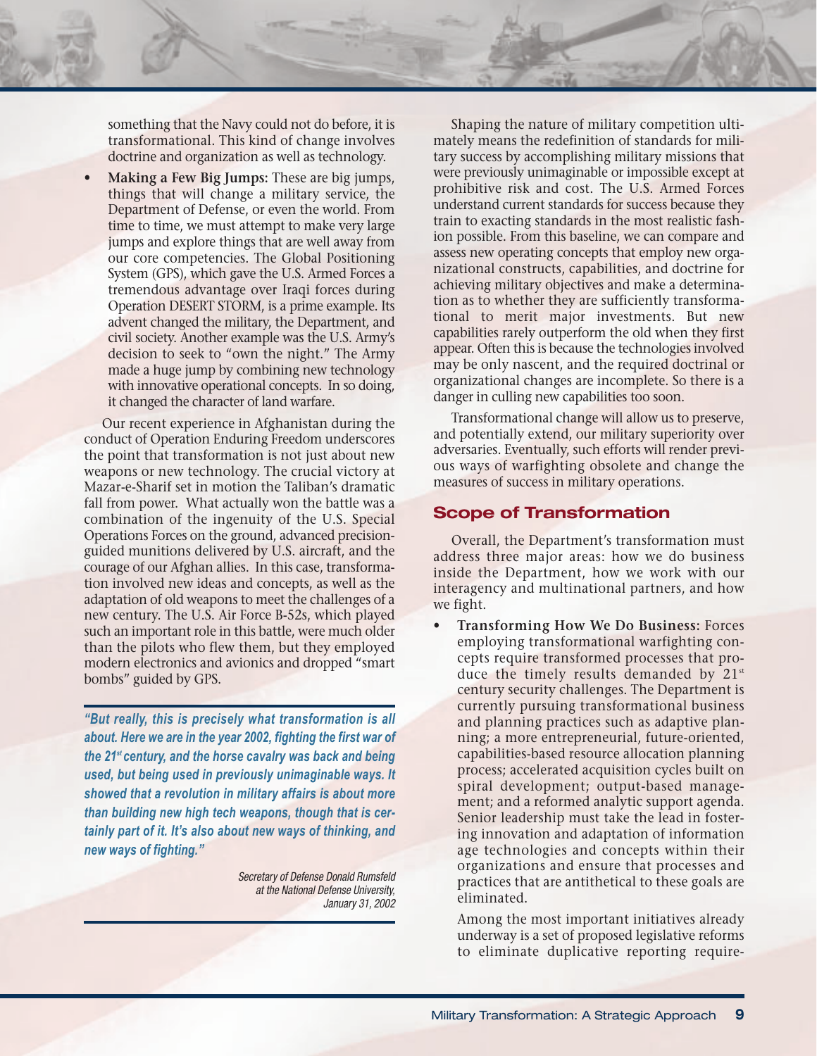something that the Navy could not do before, it is transformational. This kind of change involves doctrine and organization as well as technology.

- **Making a Few Big Jumps:** These are big jumps, things that will change a military service, the Department of Defense, or even the world. From time to time, we must attempt to make very large jumps and explore things that are well away from our core competencies. The Global Positioning System (GPS), which gave the U.S. Armed Forces a tremendous advantage over Iraqi forces during Operation DESERT STORM, is a prime example. Its advent changed the military, the Department, and civil society. Another example was the U.S. Army's decision to seek to "own the night." The Army made a huge jump by combining new technology with innovative operational concepts. In so doing, it changed the character of land warfare.

Our recent experience in Afghanistan during the conduct of Operation Enduring Freedom underscores the point that transformation is not just about new weapons or new technology. The crucial victory at Mazar-e-Sharif set in motion the Taliban's dramatic fall from power. What actually won the battle was a combination of the ingenuity of the U.S. Special Operations Forces on the ground, advanced precision-guided munitions delivered by U.S. aircraft, and the courage of our Afghan allies. In this case, transformation involved new ideas and concepts, as well as the adaptation of old weapons to meet the challenges of a new century. The U.S. Air Force B-52s, which played such an important role in this battle, were much older than the pilots who flew them, but they employed modern electronics and avionics and dropped "smart bombs" guided by GPS.

> ***"But really, this is precisely what transformation is all about. Here we are in the year 2002, fighting the first war of the 21st century, and the horse cavalry was back and being used, but being used in previously unimaginable ways. It showed that a revolution in military affairs is about more than building new high tech weapons, though that is certainly part of it. It's also about new ways of thinking, and new ways of fighting."***
>
> *Secretary of Defense Donald Rumsfeld at the National Defense University, January 31, 2002*

Shaping the nature of military competition ultimately means the redefinition of standards for military success by accomplishing military missions that were previously unimaginable or impossible except at prohibitive risk and cost. The U.S. Armed Forces understand current standards for success because they train to exacting standards in the most realistic fashion possible. From this baseline, we can compare and assess new operating concepts that employ new organizational constructs, capabilities, and doctrine for achieving military objectives and make a determination as to whether they are sufficiently transformational to merit major investments. But new capabilities rarely outperform the old when they first appear. Often this is because the technologies involved may be only nascent, and the required doctrinal or organizational changes are incomplete. So there is a danger in culling new capabilities too soon.

Transformational change will allow us to preserve, and potentially extend, our military superiority over adversaries. Eventually, such efforts will render previous ways of warfighting obsolete and change the measures of success in military operations.

## Scope of Transformation

Overall, the Department's transformation must address three major areas: how we do business inside the Department, how we work with our interagency and multinational partners, and how we fight.

- **Transforming How We Do Business:** Forces employing transformational warfighting concepts require transformed processes that produce the timely results demanded by 21st century security challenges. The Department is currently pursuing transformational business and planning practices such as adaptive planning; a more entrepreneurial, future-oriented, capabilities-based resource allocation planning process; accelerated acquisition cycles built on spiral development; output-based management; and a reformed analytic support agenda. Senior leadership must take the lead in fostering innovation and adaptation of information age technologies and concepts within their organizations and ensure that processes and practices that are antithetical to these goals are eliminated.

  Among the most important initiatives already underway is a set of proposed legislative reforms to eliminate duplicative reporting require-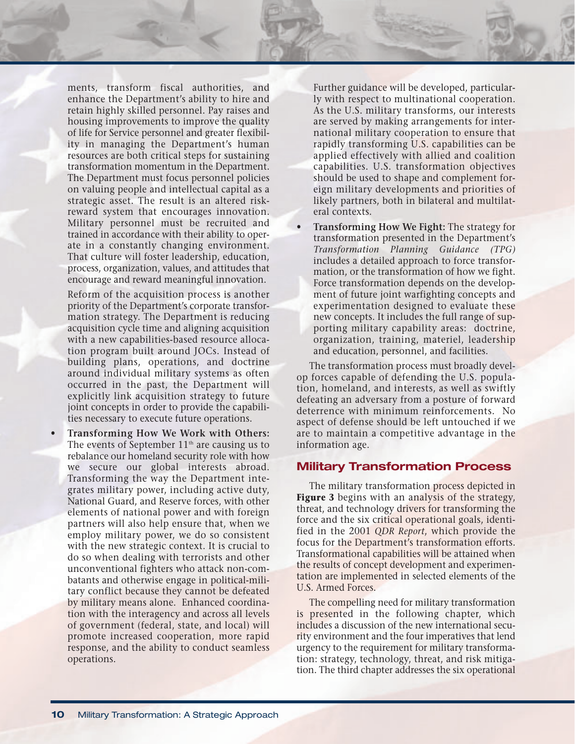ments, transform fiscal authorities, and enhance the Department's ability to hire and retain highly skilled personnel. Pay raises and housing improvements to improve the quality of life for Service personnel and greater flexibility in managing the Department's human resources are both critical steps for sustaining transformation momentum in the Department. The Department must focus personnel policies on valuing people and intellectual capital as a strategic asset. The result is an altered risk-reward system that encourages innovation. Military personnel must be recruited and trained in accordance with their ability to operate in a constantly changing environment. That culture will foster leadership, education, process, organization, values, and attitudes that encourage and reward meaningful innovation.

Reform of the acquisition process is another priority of the Department's corporate transformation strategy. The Department is reducing acquisition cycle time and aligning acquisition with a new capabilities-based resource allocation program built around JOCs. Instead of building plans, operations, and doctrine around individual military systems as often occurred in the past, the Department will explicitly link acquisition strategy to future joint concepts in order to provide the capabilities necessary to execute future operations.

- **Transforming How We Work with Others:** The events of September 11th are causing us to rebalance our homeland security role with how we secure our global interests abroad. Transforming the way the Department integrates military power, including active duty, National Guard, and Reserve forces, with other elements of national power and with foreign partners will also help ensure that, when we employ military power, we do so consistent with the new strategic context. It is crucial to do so when dealing with terrorists and other unconventional fighters who attack non-combatants and otherwise engage in political-military conflict because they cannot be defeated by military means alone. Enhanced coordination with the interagency and across all levels of government (federal, state, and local) will promote increased cooperation, more rapid response, and the ability to conduct seamless operations.

  Further guidance will be developed, particularly with respect to multinational cooperation. As the U.S. military transforms, our interests are served by making arrangements for international military cooperation to ensure that rapidly transforming U.S. capabilities can be applied effectively with allied and coalition capabilities. U.S. transformation objectives should be used to shape and complement foreign military developments and priorities of likely partners, both in bilateral and multilateral contexts.

- **Transforming How We Fight:** The strategy for transformation presented in the Department's *Transformation Planning Guidance (TPG)* includes a detailed approach to force transformation, or the transformation of how we fight. Force transformation depends on the development of future joint warfighting concepts and experimentation designed to evaluate these new concepts. It includes the full range of supporting military capability areas: doctrine, organization, training, materiel, leadership and education, personnel, and facilities.

The transformation process must broadly develop forces capable of defending the U.S. population, homeland, and interests, as well as swiftly defeating an adversary from a posture of forward deterrence with minimum reinforcements. No aspect of defense should be left untouched if we are to maintain a competitive advantage in the information age.

## Military Transformation Process

The military transformation process depicted in **Figure 3** begins with an analysis of the strategy, threat, and technology drivers for transforming the force and the six critical operational goals, identified in the 2001 *QDR Report*, which provide the focus for the Department's transformation efforts. Transformational capabilities will be attained when the results of concept development and experimentation are implemented in selected elements of the U.S. Armed Forces.

The compelling need for military transformation is presented in the following chapter, which includes a discussion of the new international security environment and the four imperatives that lend urgency to the requirement for military transformation: strategy, technology, threat, and risk mitigation. The third chapter addresses the six operational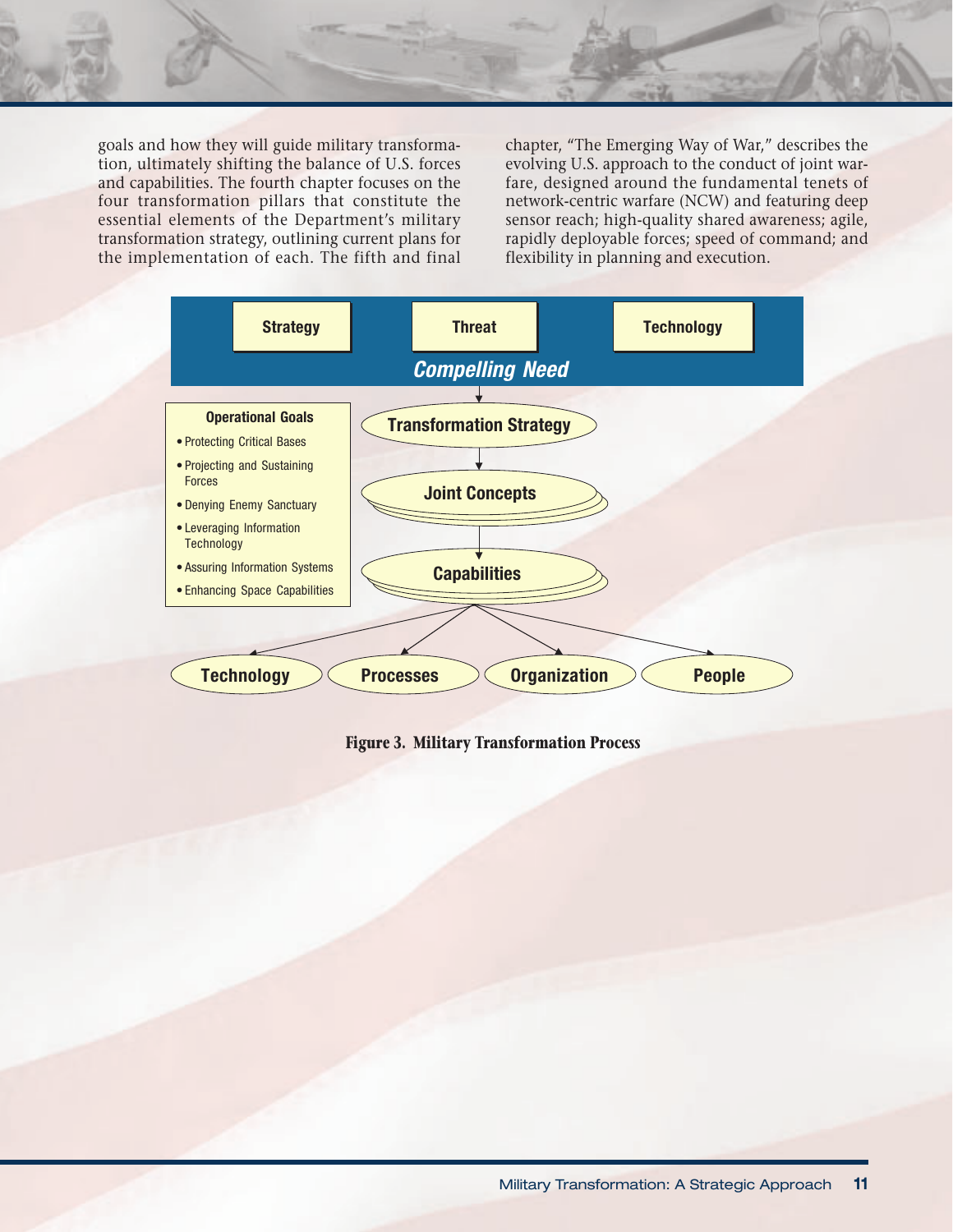goals and how they will guide military transformation, ultimately shifting the balance of U.S. forces and capabilities. The fourth chapter focuses on the four transformation pillars that constitute the essential elements of the Department's military transformation strategy, outlining current plans for the implementation of each. The fifth and final chapter, "The Emerging Way of War," describes the evolving U.S. approach to the conduct of joint warfare, designed around the fundamental tenets of network-centric warfare (NCW) and featuring deep sensor reach; high-quality shared awareness; agile, rapidly deployable forces; speed of command; and flexibility in planning and execution.

Strategy | Threat | Technology

*Compelling Need*

**Operational Goals**

- Protecting Critical Bases
- Projecting and Sustaining Forces
- Denying Enemy Sanctuary
- Leveraging Information Technology
- Assuring Information Systems
- Enhancing Space Capabilities

Transformation Strategy → Joint Concepts → Capabilities → Technology | Processes | Organization | People

**Figure 3. Military Transformation Process**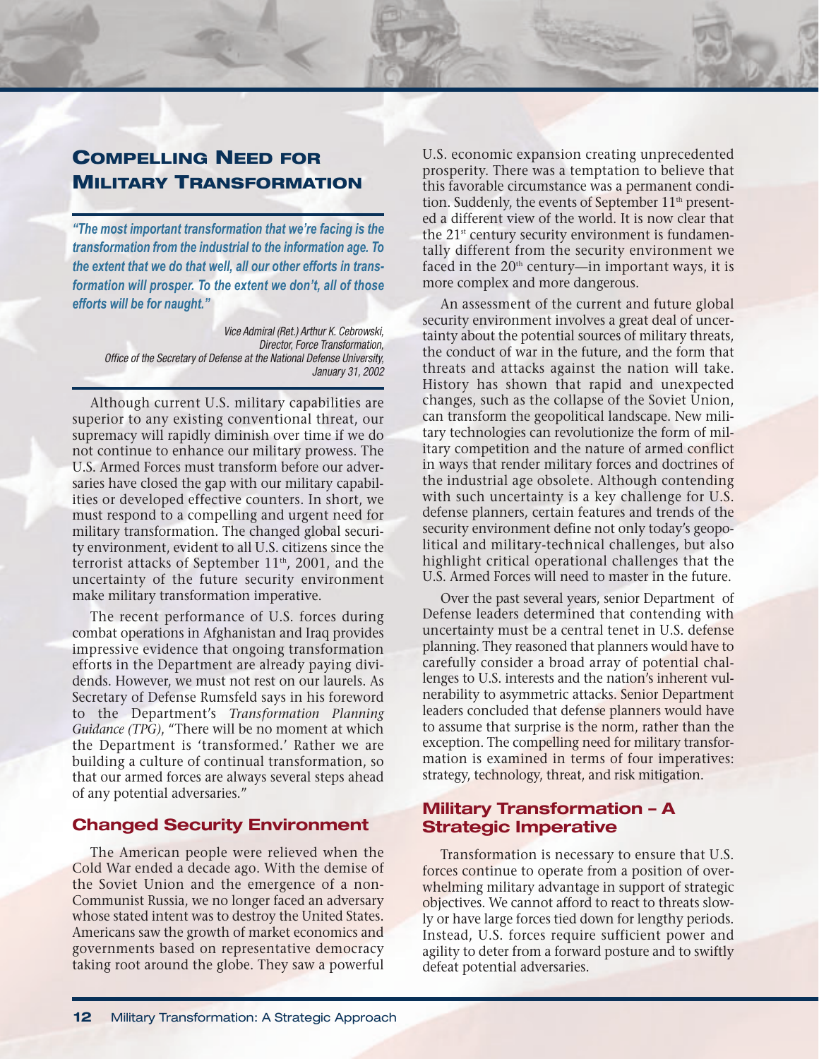## Compelling Need for Military Transformation

> ***"The most important transformation that we're facing is the transformation from the industrial to the information age. To the extent that we do that well, all our other efforts in transformation will prosper. To the extent we don't, all of those efforts will be for naught."***
>
> *Vice Admiral (Ret.) Arthur K. Cebrowski,*
> *Director, Force Transformation,*
> *Office of the Secretary of Defense at the National Defense University,*
> *January 31, 2002*

Although current U.S. military capabilities are superior to any existing conventional threat, our supremacy will rapidly diminish over time if we do not continue to enhance our military prowess. The U.S. Armed Forces must transform before our adversaries have closed the gap with our military capabilities or developed effective counters. In short, we must respond to a compelling and urgent need for military transformation. The changed global security environment, evident to all U.S. citizens since the terrorist attacks of September 11th, 2001, and the uncertainty of the future security environment make military transformation imperative.

The recent performance of U.S. forces during combat operations in Afghanistan and Iraq provides impressive evidence that ongoing transformation efforts in the Department are already paying dividends. However, we must not rest on our laurels. As Secretary of Defense Rumsfeld says in his foreword to the Department's *Transformation Planning Guidance (TPG)*, "There will be no moment at which the Department is 'transformed.' Rather we are building a culture of continual transformation, so that our armed forces are always several steps ahead of any potential adversaries."

### Changed Security Environment

The American people were relieved when the Cold War ended a decade ago. With the demise of the Soviet Union and the emergence of a non-Communist Russia, we no longer faced an adversary whose stated intent was to destroy the United States. Americans saw the growth of market economics and governments based on representative democracy taking root around the globe. They saw a powerful U.S. economic expansion creating unprecedented prosperity. There was a temptation to believe that this favorable circumstance was a permanent condition. Suddenly, the events of September 11th presented a different view of the world. It is now clear that the 21st century security environment is fundamentally different from the security environment we faced in the 20th century—in important ways, it is more complex and more dangerous.

An assessment of the current and future global security environment involves a great deal of uncertainty about the potential sources of military threats, the conduct of war in the future, and the form that threats and attacks against the nation will take. History has shown that rapid and unexpected changes, such as the collapse of the Soviet Union, can transform the geopolitical landscape. New military technologies can revolutionize the form of military competition and the nature of armed conflict in ways that render military forces and doctrines of the industrial age obsolete. Although contending with such uncertainty is a key challenge for U.S. defense planners, certain features and trends of the security environment define not only today's geopolitical and military-technical challenges, but also highlight critical operational challenges that the U.S. Armed Forces will need to master in the future.

Over the past several years, senior Department of Defense leaders determined that contending with uncertainty must be a central tenet in U.S. defense planning. They reasoned that planners would have to carefully consider a broad array of potential challenges to U.S. interests and the nation's inherent vulnerability to asymmetric attacks. Senior Department leaders concluded that defense planners would have to assume that surprise is the norm, rather than the exception. The compelling need for military transformation is examined in terms of four imperatives: strategy, technology, threat, and risk mitigation.

### Military Transformation – A Strategic Imperative

Transformation is necessary to ensure that U.S. forces continue to operate from a position of overwhelming military advantage in support of strategic objectives. We cannot afford to react to threats slowly or have large forces tied down for lengthy periods. Instead, U.S. forces require sufficient power and agility to deter from a forward posture and to swiftly defeat potential adversaries.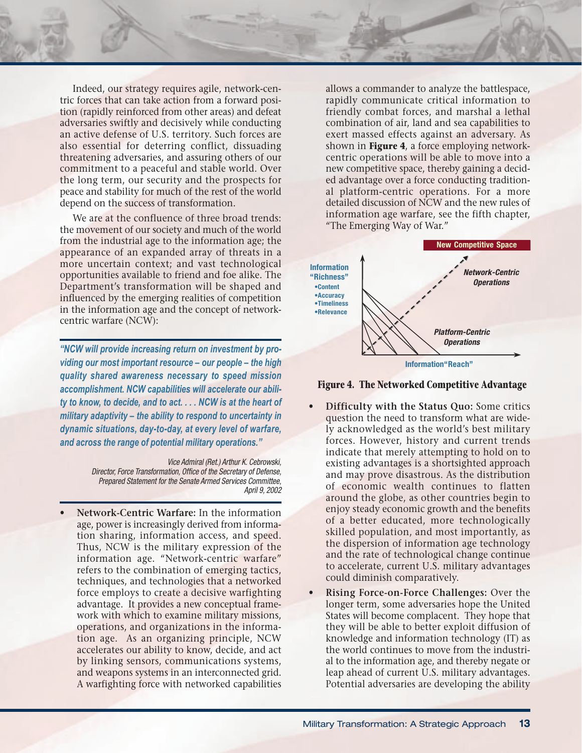Indeed, our strategy requires agile, network-centric forces that can take action from a forward position (rapidly reinforced from other areas) and defeat adversaries swiftly and decisively while conducting an active defense of U.S. territory. Such forces are also essential for deterring conflict, dissuading threatening adversaries, and assuring others of our commitment to a peaceful and stable world. Over the long term, our security and the prospects for peace and stability for much of the rest of the world depend on the success of transformation.

We are at the confluence of three broad trends: the movement of our society and much of the world from the industrial age to the information age; the appearance of an expanded array of threats in a more uncertain context; and vast technological opportunities available to friend and foe alike. The Department's transformation will be shaped and influenced by the emerging realities of competition in the information age and the concept of network-centric warfare (NCW):

> ***"NCW will provide increasing return on investment by providing our most important resource – our people – the high quality shared awareness necessary to speed mission accomplishment. NCW capabilities will accelerate our ability to know, to decide, and to act. . . . NCW is at the heart of military adaptivity – the ability to respond to uncertainty in dynamic situations, day-to-day, at every level of warfare, and across the range of potential military operations."***
>
> *Vice Admiral (Ret.) Arthur K. Cebrowski, Director, Force Transformation, Office of the Secretary of Defense, Prepared Statement for the Senate Armed Services Committee, April 9, 2002*

- **Network-Centric Warfare:** In the information age, power is increasingly derived from information sharing, information access, and speed. Thus, NCW is the military expression of the information age. "Network-centric warfare" refers to the combination of emerging tactics, techniques, and technologies that a networked force employs to create a decisive warfighting advantage. It provides a new conceptual framework with which to examine military missions, operations, and organizations in the information age. As an organizing principle, NCW accelerates our ability to know, decide, and act by linking sensors, communications systems, and weapons systems in an interconnected grid. A warfighting force with networked capabilities allows a commander to analyze the battlespace, rapidly communicate critical information to friendly combat forces, and marshal a lethal combination of air, land and sea capabilities to exert massed effects against an adversary. As shown in **Figure 4**, a force employing network-centric operations will be able to move into a new competitive space, thereby gaining a decided advantage over a force conducting traditional platform-centric operations. For a more detailed discussion of NCW and the new rules of information age warfare, see the fifth chapter, "The Emerging Way of War."

New Competitive Space

Information "Richness"
- Content
- Accuracy
- Timeliness
- Relevance

Network-Centric Operations

Platform-Centric Operations

Information "Reach"

**Figure 4. The Networked Competitive Advantage**

- **Difficulty with the Status Quo:** Some critics question the need to transform what are widely acknowledged as the world's best military forces. However, history and current trends indicate that merely attempting to hold on to existing advantages is a shortsighted approach and may prove disastrous. As the distribution of economic wealth continues to flatten around the globe, as other countries begin to enjoy steady economic growth and the benefits of a better educated, more technologically skilled population, and most importantly, as the dispersion of information age technology and the rate of technological change continue to accelerate, current U.S. military advantages could diminish comparatively.
- **Rising Force-on-Force Challenges:** Over the longer term, some adversaries hope the United States will become complacent. They hope that they will be able to better exploit diffusion of knowledge and information technology (IT) as the world continues to move from the industrial to the information age, and thereby negate or leap ahead of current U.S. military advantages. Potential adversaries are developing the ability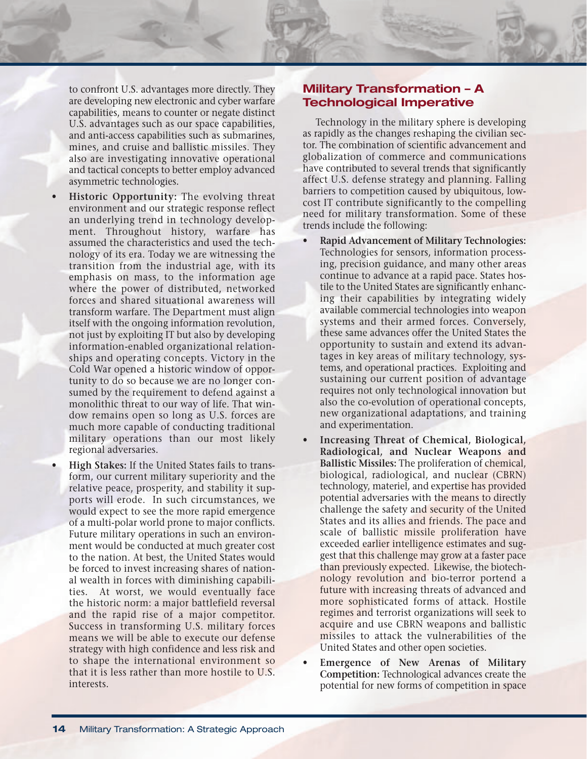to confront U.S. advantages more directly. They are developing new electronic and cyber warfare capabilities, means to counter or negate distinct U.S. advantages such as our space capabilities, and anti-access capabilities such as submarines, mines, and cruise and ballistic missiles. They also are investigating innovative operational and tactical concepts to better employ advanced asymmetric technologies.

- **Historic Opportunity:** The evolving threat environment and our strategic response reflect an underlying trend in technology development. Throughout history, warfare has assumed the characteristics and used the technology of its era. Today we are witnessing the transition from the industrial age, with its emphasis on mass, to the information age where the power of distributed, networked forces and shared situational awareness will transform warfare. The Department must align itself with the ongoing information revolution, not just by exploiting IT but also by developing information-enabled organizational relationships and operating concepts. Victory in the Cold War opened a historic window of opportunity to do so because we are no longer consumed by the requirement to defend against a monolithic threat to our way of life. That window remains open so long as U.S. forces are much more capable of conducting traditional military operations than our most likely regional adversaries.
- **High Stakes:** If the United States fails to transform, our current military superiority and the relative peace, prosperity, and stability it supports will erode. In such circumstances, we would expect to see the more rapid emergence of a multi-polar world prone to major conflicts. Future military operations in such an environment would be conducted at much greater cost to the nation. At best, the United States would be forced to invest increasing shares of national wealth in forces with diminishing capabilities. At worst, we would eventually face the historic norm: a major battlefield reversal and the rapid rise of a major competitor. Success in transforming U.S. military forces means we will be able to execute our defense strategy with high confidence and less risk and to shape the international environment so that it is less rather than more hostile to U.S. interests.

## Military Transformation – A Technological Imperative

Technology in the military sphere is developing as rapidly as the changes reshaping the civilian sector. The combination of scientific advancement and globalization of commerce and communications have contributed to several trends that significantly affect U.S. defense strategy and planning. Falling barriers to competition caused by ubiquitous, low-cost IT contribute significantly to the compelling need for military transformation. Some of these trends include the following:

- **Rapid Advancement of Military Technologies:** Technologies for sensors, information processing, precision guidance, and many other areas continue to advance at a rapid pace. States hostile to the United States are significantly enhancing their capabilities by integrating widely available commercial technologies into weapon systems and their armed forces. Conversely, these same advances offer the United States the opportunity to sustain and extend its advantages in key areas of military technology, systems, and operational practices. Exploiting and sustaining our current position of advantage requires not only technological innovation but also the co-evolution of operational concepts, new organizational adaptations, and training and experimentation.
- **Increasing Threat of Chemical, Biological, Radiological, and Nuclear Weapons and Ballistic Missiles:** The proliferation of chemical, biological, radiological, and nuclear (CBRN) technology, materiel, and expertise has provided potential adversaries with the means to directly challenge the safety and security of the United States and its allies and friends. The pace and scale of ballistic missile proliferation have exceeded earlier intelligence estimates and suggest that this challenge may grow at a faster pace than previously expected. Likewise, the biotechnology revolution and bio-terror portend a future with increasing threats of advanced and more sophisticated forms of attack. Hostile regimes and terrorist organizations will seek to acquire and use CBRN weapons and ballistic missiles to attack the vulnerabilities of the United States and other open societies.
- **Emergence of New Arenas of Military Competition:** Technological advances create the potential for new forms of competition in space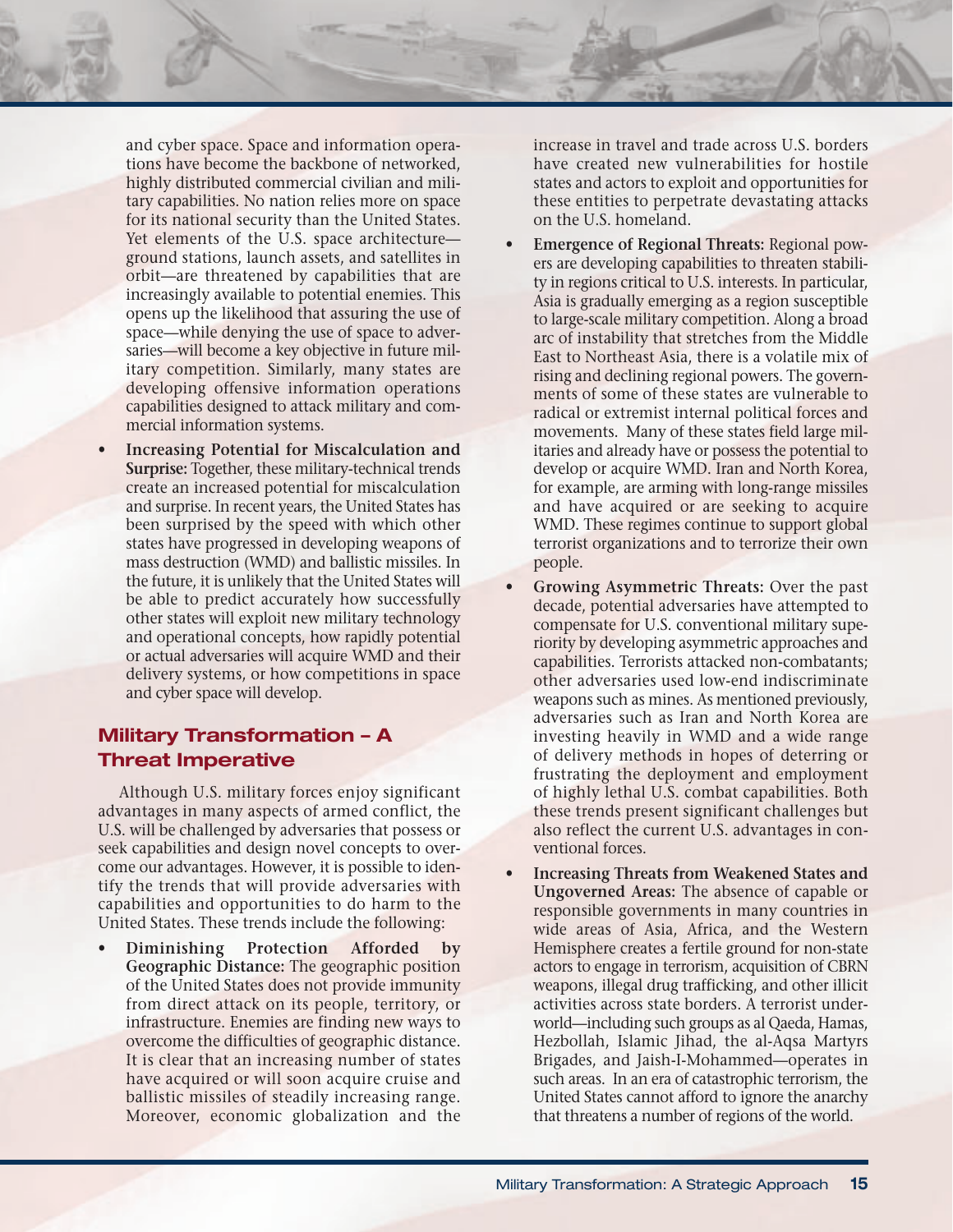and cyber space. Space and information operations have become the backbone of networked, highly distributed commercial civilian and military capabilities. No nation relies more on space for its national security than the United States. Yet elements of the U.S. space architecture—ground stations, launch assets, and satellites in orbit—are threatened by capabilities that are increasingly available to potential enemies. This opens up the likelihood that assuring the use of space—while denying the use of space to adversaries—will become a key objective in future military competition. Similarly, many states are developing offensive information operations capabilities designed to attack military and commercial information systems.

- **Increasing Potential for Miscalculation and Surprise:** Together, these military-technical trends create an increased potential for miscalculation and surprise. In recent years, the United States has been surprised by the speed with which other states have progressed in developing weapons of mass destruction (WMD) and ballistic missiles. In the future, it is unlikely that the United States will be able to predict accurately how successfully other states will exploit new military technology and operational concepts, how rapidly potential or actual adversaries will acquire WMD and their delivery systems, or how competitions in space and cyber space will develop.

## Military Transformation – A Threat Imperative

Although U.S. military forces enjoy significant advantages in many aspects of armed conflict, the U.S. will be challenged by adversaries that possess or seek capabilities and design novel concepts to overcome our advantages. However, it is possible to identify the trends that will provide adversaries with capabilities and opportunities to do harm to the United States. These trends include the following:

- **Diminishing Protection Afforded by Geographic Distance:** The geographic position of the United States does not provide immunity from direct attack on its people, territory, or infrastructure. Enemies are finding new ways to overcome the difficulties of geographic distance. It is clear that an increasing number of states have acquired or will soon acquire cruise and ballistic missiles of steadily increasing range. Moreover, economic globalization and the increase in travel and trade across U.S. borders have created new vulnerabilities for hostile states and actors to exploit and opportunities for these entities to perpetrate devastating attacks on the U.S. homeland.
- **Emergence of Regional Threats:** Regional powers are developing capabilities to threaten stability in regions critical to U.S. interests. In particular, Asia is gradually emerging as a region susceptible to large-scale military competition. Along a broad arc of instability that stretches from the Middle East to Northeast Asia, there is a volatile mix of rising and declining regional powers. The governments of some of these states are vulnerable to radical or extremist internal political forces and movements. Many of these states field large militaries and already have or possess the potential to develop or acquire WMD. Iran and North Korea, for example, are arming with long-range missiles and have acquired or are seeking to acquire WMD. These regimes continue to support global terrorist organizations and to terrorize their own people.
- **Growing Asymmetric Threats:** Over the past decade, potential adversaries have attempted to compensate for U.S. conventional military superiority by developing asymmetric approaches and capabilities. Terrorists attacked non-combatants; other adversaries used low-end indiscriminate weapons such as mines. As mentioned previously, adversaries such as Iran and North Korea are investing heavily in WMD and a wide range of delivery methods in hopes of deterring or frustrating the deployment and employment of highly lethal U.S. combat capabilities. Both these trends present significant challenges but also reflect the current U.S. advantages in conventional forces.
- **Increasing Threats from Weakened States and Ungoverned Areas:** The absence of capable or responsible governments in many countries in wide areas of Asia, Africa, and the Western Hemisphere creates a fertile ground for non-state actors to engage in terrorism, acquisition of CBRN weapons, illegal drug trafficking, and other illicit activities across state borders. A terrorist underworld—including such groups as al Qaeda, Hamas, Hezbollah, Islamic Jihad, the al-Aqsa Martyrs Brigades, and Jaish-I-Mohammed—operates in such areas. In an era of catastrophic terrorism, the United States cannot afford to ignore the anarchy that threatens a number of regions of the world.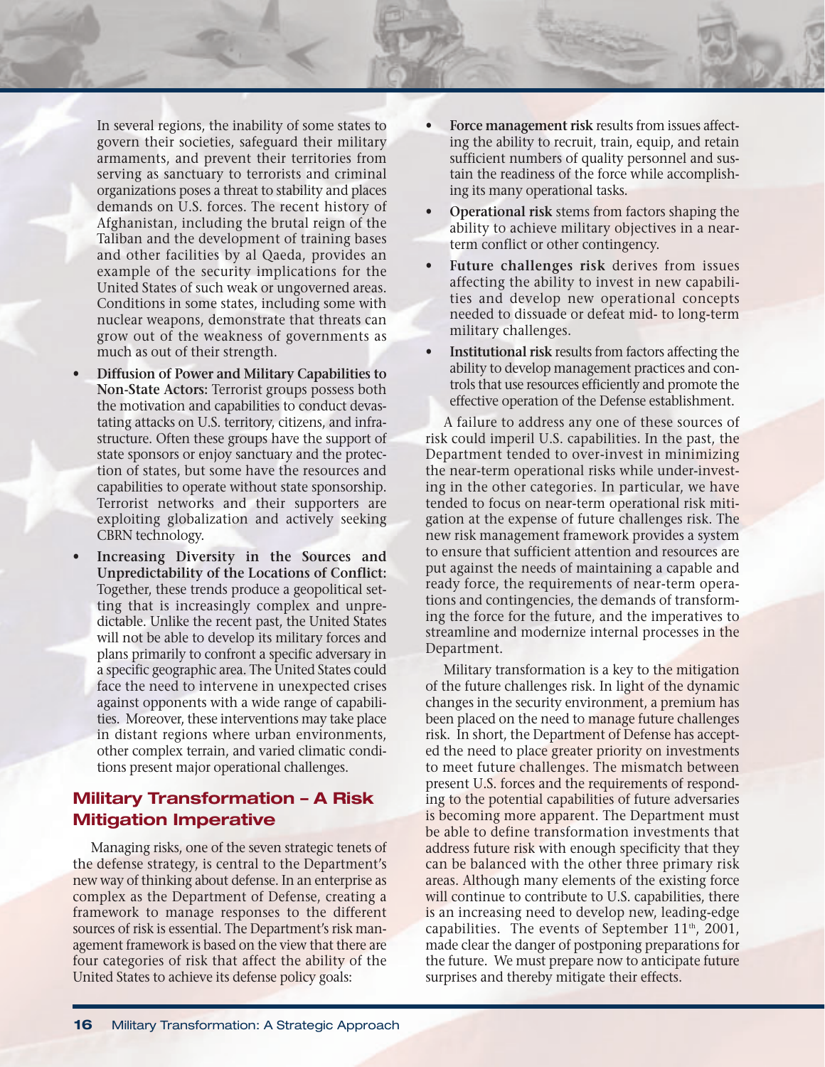In several regions, the inability of some states to govern their societies, safeguard their military armaments, and prevent their territories from serving as sanctuary to terrorists and criminal organizations poses a threat to stability and places demands on U.S. forces. The recent history of Afghanistan, including the brutal reign of the Taliban and the development of training bases and other facilities by al Qaeda, provides an example of the security implications for the United States of such weak or ungoverned areas. Conditions in some states, including some with nuclear weapons, demonstrate that threats can grow out of the weakness of governments as much as out of their strength.

- **Diffusion of Power and Military Capabilities to Non-State Actors:** Terrorist groups possess both the motivation and capabilities to conduct devastating attacks on U.S. territory, citizens, and infrastructure. Often these groups have the support of state sponsors or enjoy sanctuary and the protection of states, but some have the resources and capabilities to operate without state sponsorship. Terrorist networks and their supporters are exploiting globalization and actively seeking CBRN technology.
- **Increasing Diversity in the Sources and Unpredictability of the Locations of Conflict:** Together, these trends produce a geopolitical setting that is increasingly complex and unpredictable. Unlike the recent past, the United States will not be able to develop its military forces and plans primarily to confront a specific adversary in a specific geographic area. The United States could face the need to intervene in unexpected crises against opponents with a wide range of capabilities. Moreover, these interventions may take place in distant regions where urban environments, other complex terrain, and varied climatic conditions present major operational challenges.

## Military Transformation – A Risk Mitigation Imperative

Managing risks, one of the seven strategic tenets of the defense strategy, is central to the Department's new way of thinking about defense. In an enterprise as complex as the Department of Defense, creating a framework to manage responses to the different sources of risk is essential. The Department's risk management framework is based on the view that there are four categories of risk that affect the ability of the United States to achieve its defense policy goals:

- **Force management risk** results from issues affecting the ability to recruit, train, equip, and retain sufficient numbers of quality personnel and sustain the readiness of the force while accomplishing its many operational tasks.
- **Operational risk** stems from factors shaping the ability to achieve military objectives in a near-term conflict or other contingency.
- **Future challenges risk** derives from issues affecting the ability to invest in new capabilities and develop new operational concepts needed to dissuade or defeat mid- to long-term military challenges.
- **Institutional risk** results from factors affecting the ability to develop management practices and controls that use resources efficiently and promote the effective operation of the Defense establishment.

A failure to address any one of these sources of risk could imperil U.S. capabilities. In the past, the Department tended to over-invest in minimizing the near-term operational risks while under-investing in the other categories. In particular, we have tended to focus on near-term operational risk mitigation at the expense of future challenges risk. The new risk management framework provides a system to ensure that sufficient attention and resources are put against the needs of maintaining a capable and ready force, the requirements of near-term operations and contingencies, the demands of transforming the force for the future, and the imperatives to streamline and modernize internal processes in the Department.

Military transformation is a key to the mitigation of the future challenges risk. In light of the dynamic changes in the security environment, a premium has been placed on the need to manage future challenges risk. In short, the Department of Defense has accepted the need to place greater priority on investments to meet future challenges. The mismatch between present U.S. forces and the requirements of responding to the potential capabilities of future adversaries is becoming more apparent. The Department must be able to define transformation investments that address future risk with enough specificity that they can be balanced with the other three primary risk areas. Although many elements of the existing force will continue to contribute to U.S. capabilities, there is an increasing need to develop new, leading-edge capabilities. The events of September 11th, 2001, made clear the danger of postponing preparations for the future. We must prepare now to anticipate future surprises and thereby mitigate their effects.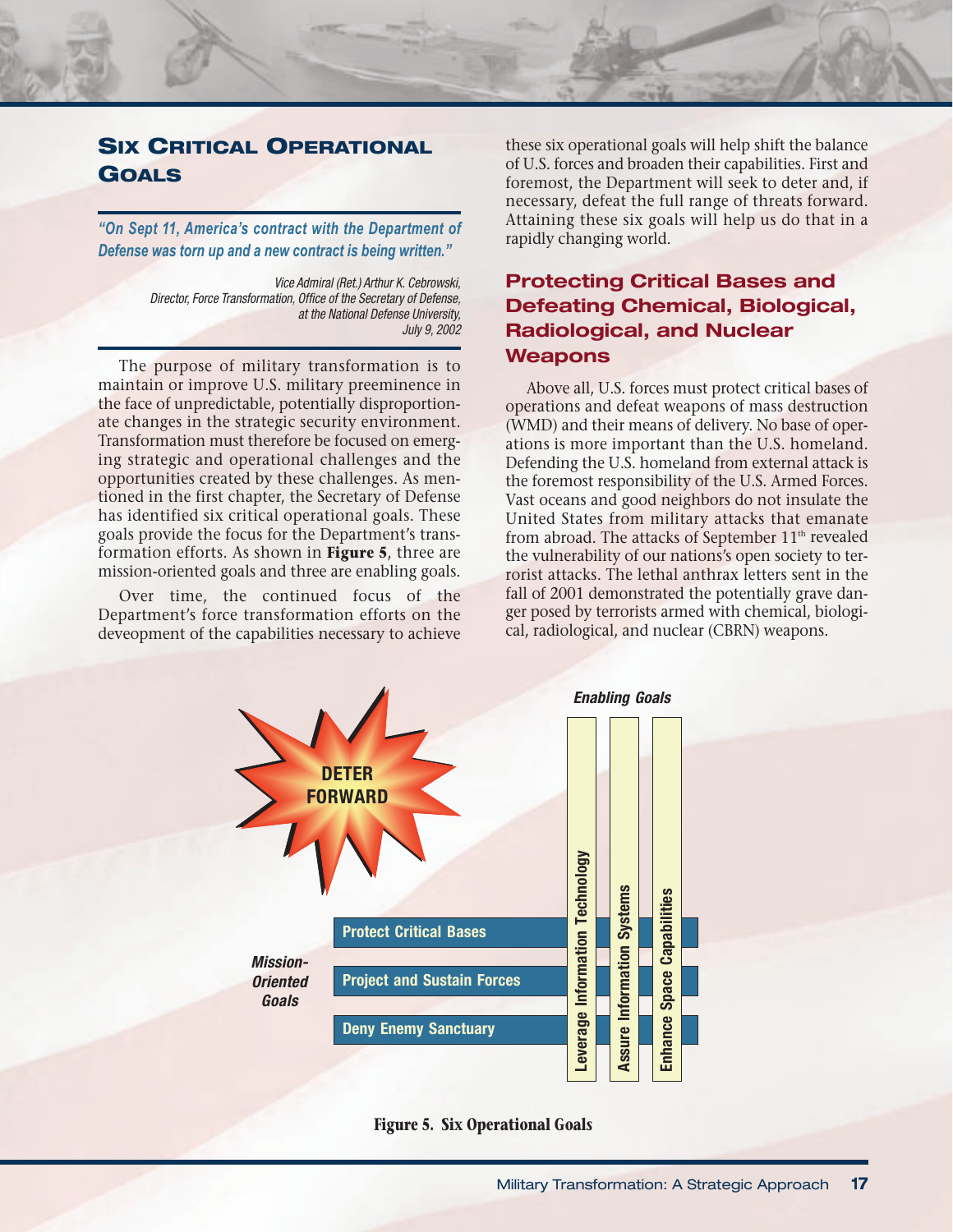## Six Critical Operational Goals

***"On Sept 11, America's contract with the Department of Defense was torn up and a new contract is being written."***

*Vice Admiral (Ret.) Arthur K. Cebrowski,*
*Director, Force Transformation, Office of the Secretary of Defense,*
*at the National Defense University,*
*July 9, 2002*

The purpose of military transformation is to maintain or improve U.S. military preeminence in the face of unpredictable, potentially disproportionate changes in the strategic security environment. Transformation must therefore be focused on emerging strategic and operational challenges and the opportunities created by these challenges. As mentioned in the first chapter, the Secretary of Defense has identified six critical operational goals. These goals provide the focus for the Department's transformation efforts. As shown in **Figure 5**, three are mission-oriented goals and three are enabling goals.

Over time, the continued focus of the Department's force transformation efforts on the deveopment of the capabilities necessary to achieve these six operational goals will help shift the balance of U.S. forces and broaden their capabilities. First and foremost, the Department will seek to deter and, if necessary, defeat the full range of threats forward. Attaining these six goals will help us do that in a rapidly changing world.

### Protecting Critical Bases and Defeating Chemical, Biological, Radiological, and Nuclear Weapons

Above all, U.S. forces must protect critical bases of operations and defeat weapons of mass destruction (WMD) and their means of delivery. No base of operations is more important than the U.S. homeland. Defending the U.S. homeland from external attack is the foremost responsibility of the U.S. Armed Forces. Vast oceans and good neighbors do not insulate the United States from military attacks that emanate from abroad. The attacks of September 11th revealed the vulnerability of our nations's open society to terrorist attacks. The lethal anthrax letters sent in the fall of 2001 demonstrated the potentially grave danger posed by terrorists armed with chemical, biological, radiological, and nuclear (CBRN) weapons.

**DETER FORWARD**

*Mission-Oriented Goals*
- Protect Critical Bases
- Project and Sustain Forces
- Deny Enemy Sanctuary

*Enabling Goals*
- Leverage Information Technology
- Assure Information Systems
- Enhance Space Capabilities

**Figure 5. Six Operational Goals**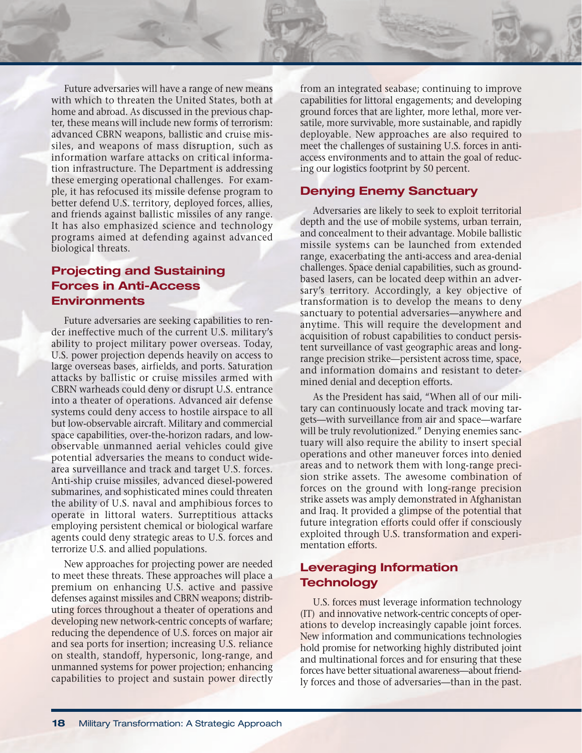Future adversaries will have a range of new means with which to threaten the United States, both at home and abroad. As discussed in the previous chapter, these means will include new forms of terrorism: advanced CBRN weapons, ballistic and cruise missiles, and weapons of mass disruption, such as information warfare attacks on critical information infrastructure. The Department is addressing these emerging operational challenges. For example, it has refocused its missile defense program to better defend U.S. territory, deployed forces, allies, and friends against ballistic missiles of any range. It has also emphasized science and technology programs aimed at defending against advanced biological threats.

## Projecting and Sustaining Forces in Anti-Access Environments

Future adversaries are seeking capabilities to render ineffective much of the current U.S. military's ability to project military power overseas. Today, U.S. power projection depends heavily on access to large overseas bases, airfields, and ports. Saturation attacks by ballistic or cruise missiles armed with CBRN warheads could deny or disrupt U.S. entrance into a theater of operations. Advanced air defense systems could deny access to hostile airspace to all but low-observable aircraft. Military and commercial space capabilities, over-the-horizon radars, and low-observable unmanned aerial vehicles could give potential adversaries the means to conduct wide-area surveillance and track and target U.S. forces. Anti-ship cruise missiles, advanced diesel-powered submarines, and sophisticated mines could threaten the ability of U.S. naval and amphibious forces to operate in littoral waters. Surreptitious attacks employing persistent chemical or biological warfare agents could deny strategic areas to U.S. forces and terrorize U.S. and allied populations.

New approaches for projecting power are needed to meet these threats. These approaches will place a premium on enhancing U.S. active and passive defenses against missiles and CBRN weapons; distributing forces throughout a theater of operations and developing new network-centric concepts of warfare; reducing the dependence of U.S. forces on major air and sea ports for insertion; increasing U.S. reliance on stealth, standoff, hypersonic, long-range, and unmanned systems for power projection; enhancing capabilities to project and sustain power directly from an integrated seabase; continuing to improve capabilities for littoral engagements; and developing ground forces that are lighter, more lethal, more versatile, more survivable, more sustainable, and rapidly deployable. New approaches are also required to meet the challenges of sustaining U.S. forces in anti-access environments and to attain the goal of reducing our logistics footprint by 50 percent.

## Denying Enemy Sanctuary

Adversaries are likely to seek to exploit territorial depth and the use of mobile systems, urban terrain, and concealment to their advantage. Mobile ballistic missile systems can be launched from extended range, exacerbating the anti-access and area-denial challenges. Space denial capabilities, such as ground-based lasers, can be located deep within an adversary's territory. Accordingly, a key objective of transformation is to develop the means to deny sanctuary to potential adversaries—anywhere and anytime. This will require the development and acquisition of robust capabilities to conduct persistent surveillance of vast geographic areas and long-range precision strike—persistent across time, space, and information domains and resistant to determined denial and deception efforts.

As the President has said, "When all of our military can continuously locate and track moving targets—with surveillance from air and space—warfare will be truly revolutionized." Denying enemies sanctuary will also require the ability to insert special operations and other maneuver forces into denied areas and to network them with long-range precision strike assets. The awesome combination of forces on the ground with long-range precision strike assets was amply demonstrated in Afghanistan and Iraq. It provided a glimpse of the potential that future integration efforts could offer if consciously exploited through U.S. transformation and experimentation efforts.

## Leveraging Information Technology

U.S. forces must leverage information technology (IT) and innovative network-centric concepts of operations to develop increasingly capable joint forces. New information and communications technologies hold promise for networking highly distributed joint and multinational forces and for ensuring that these forces have better situational awareness—about friendly forces and those of adversaries—than in the past.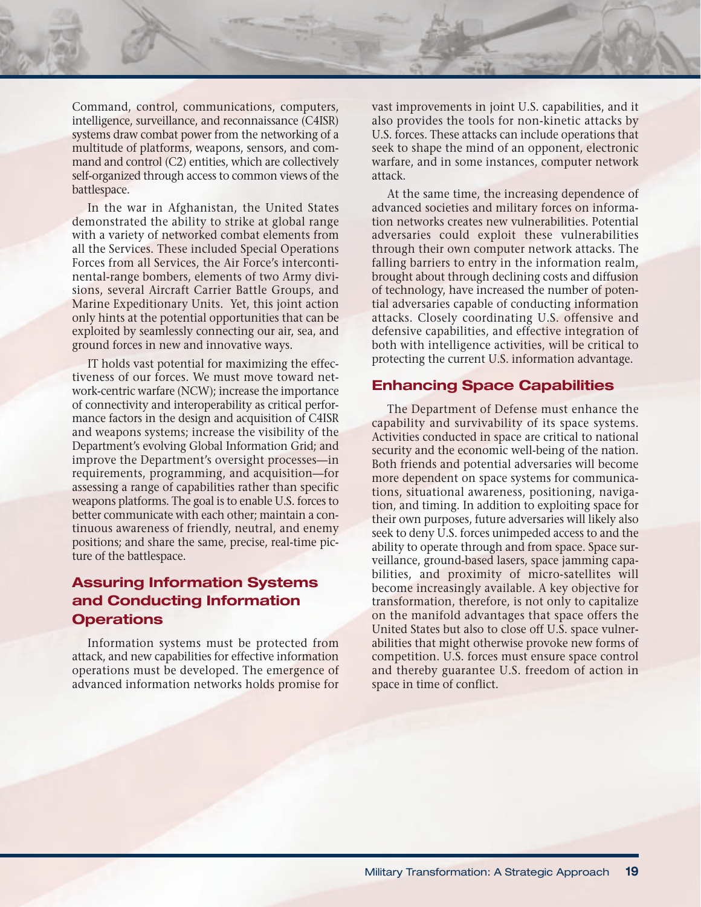Command, control, communications, computers, intelligence, surveillance, and reconnaissance (C4ISR) systems draw combat power from the networking of a multitude of platforms, weapons, sensors, and command and control (C2) entities, which are collectively self-organized through access to common views of the battlespace.

In the war in Afghanistan, the United States demonstrated the ability to strike at global range with a variety of networked combat elements from all the Services. These included Special Operations Forces from all Services, the Air Force's intercontinental-range bombers, elements of two Army divisions, several Aircraft Carrier Battle Groups, and Marine Expeditionary Units. Yet, this joint action only hints at the potential opportunities that can be exploited by seamlessly connecting our air, sea, and ground forces in new and innovative ways.

IT holds vast potential for maximizing the effectiveness of our forces. We must move toward network-centric warfare (NCW); increase the importance of connectivity and interoperability as critical performance factors in the design and acquisition of C4ISR and weapons systems; increase the visibility of the Department's evolving Global Information Grid; and improve the Department's oversight processes—in requirements, programming, and acquisition—for assessing a range of capabilities rather than specific weapons platforms. The goal is to enable U.S. forces to better communicate with each other; maintain a continuous awareness of friendly, neutral, and enemy positions; and share the same, precise, real-time picture of the battlespace.

## Assuring Information Systems and Conducting Information Operations

Information systems must be protected from attack, and new capabilities for effective information operations must be developed. The emergence of advanced information networks holds promise for vast improvements in joint U.S. capabilities, and it also provides the tools for non-kinetic attacks by U.S. forces. These attacks can include operations that seek to shape the mind of an opponent, electronic warfare, and in some instances, computer network attack.

At the same time, the increasing dependence of advanced societies and military forces on information networks creates new vulnerabilities. Potential adversaries could exploit these vulnerabilities through their own computer network attacks. The falling barriers to entry in the information realm, brought about through declining costs and diffusion of technology, have increased the number of potential adversaries capable of conducting information attacks. Closely coordinating U.S. offensive and defensive capabilities, and effective integration of both with intelligence activities, will be critical to protecting the current U.S. information advantage.

## Enhancing Space Capabilities

The Department of Defense must enhance the capability and survivability of its space systems. Activities conducted in space are critical to national security and the economic well-being of the nation. Both friends and potential adversaries will become more dependent on space systems for communications, situational awareness, positioning, navigation, and timing. In addition to exploiting space for their own purposes, future adversaries will likely also seek to deny U.S. forces unimpeded access to and the ability to operate through and from space. Space surveillance, ground-based lasers, space jamming capabilities, and proximity of micro-satellites will become increasingly available. A key objective for transformation, therefore, is not only to capitalize on the manifold advantages that space offers the United States but also to close off U.S. space vulnerabilities that might otherwise provoke new forms of competition. U.S. forces must ensure space control and thereby guarantee U.S. freedom of action in space in time of conflict.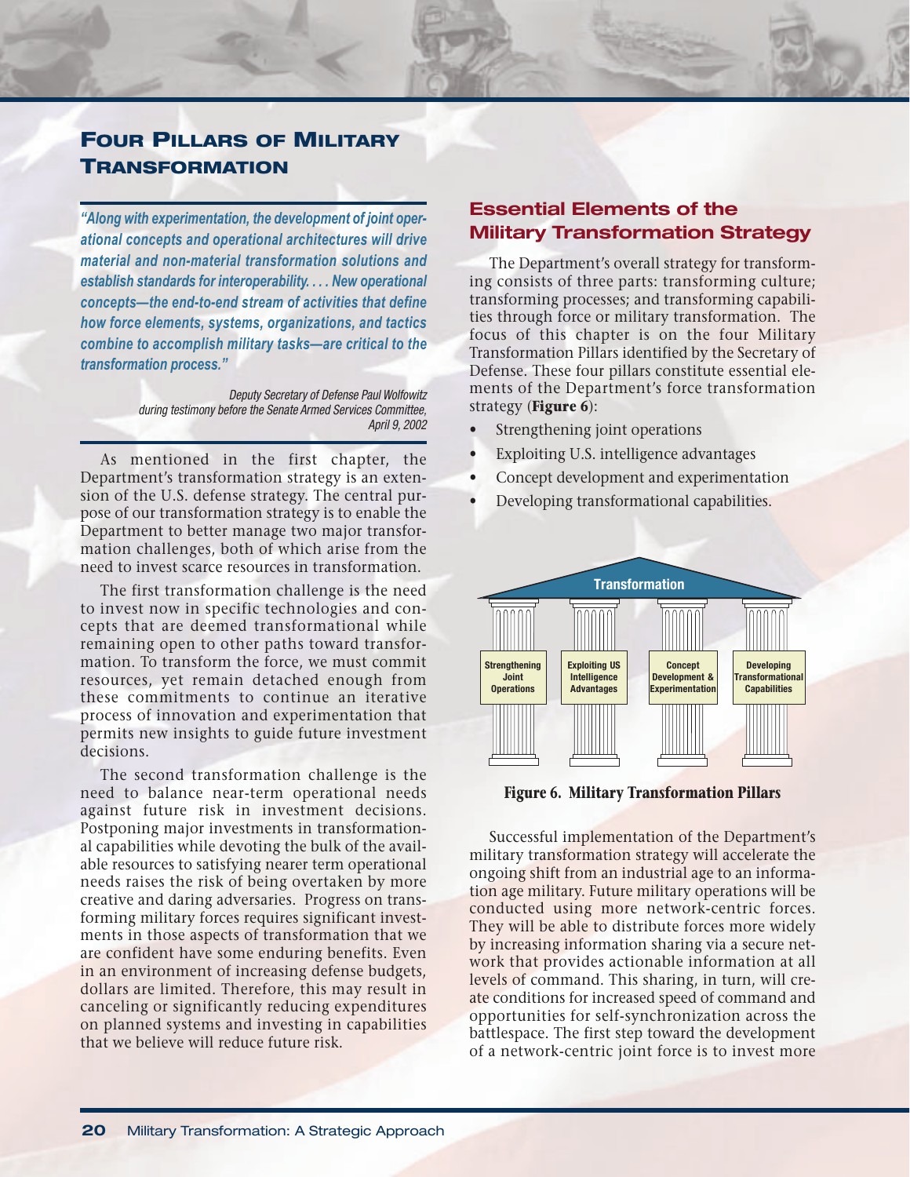# Four Pillars of Military Transformation

> *"Along with experimentation, the development of joint operational concepts and operational architectures will drive material and non-material transformation solutions and establish standards for interoperability. . . . New operational concepts—the end-to-end stream of activities that define how force elements, systems, organizations, and tactics combine to accomplish military tasks—are critical to the transformation process."*
>
> *Deputy Secretary of Defense Paul Wolfowitz during testimony before the Senate Armed Services Committee, April 9, 2002*

As mentioned in the first chapter, the Department's transformation strategy is an extension of the U.S. defense strategy. The central purpose of our transformation strategy is to enable the Department to better manage two major transformation challenges, both of which arise from the need to invest scarce resources in transformation.

The first transformation challenge is the need to invest now in specific technologies and concepts that are deemed transformational while remaining open to other paths toward transformation. To transform the force, we must commit resources, yet remain detached enough from these commitments to continue an iterative process of innovation and experimentation that permits new insights to guide future investment decisions.

The second transformation challenge is the need to balance near-term operational needs against future risk in investment decisions. Postponing major investments in transformational capabilities while devoting the bulk of the available resources to satisfying nearer term operational needs raises the risk of being overtaken by more creative and daring adversaries. Progress on transforming military forces requires significant investments in those aspects of transformation that we are confident have some enduring benefits. Even in an environment of increasing defense budgets, dollars are limited. Therefore, this may result in canceling or significantly reducing expenditures on planned systems and investing in capabilities that we believe will reduce future risk.

## Essential Elements of the Military Transformation Strategy

The Department's overall strategy for transforming consists of three parts: transforming culture; transforming processes; and transforming capabilities through force or military transformation. The focus of this chapter is on the four Military Transformation Pillars identified by the Secretary of Defense. These four pillars constitute essential elements of the Department's force transformation strategy (**Figure 6**):

- Strengthening joint operations
- Exploiting U.S. intelligence advantages
- Concept development and experimentation
- Developing transformational capabilities.

Transformation

Strengthening Joint Operations | Exploiting US Intelligence Advantages | Concept Development & Experimentation | Developing Transformational Capabilities

**Figure 6. Military Transformation Pillars**

Successful implementation of the Department's military transformation strategy will accelerate the ongoing shift from an industrial age to an information age military. Future military operations will be conducted using more network-centric forces. They will be able to distribute forces more widely by increasing information sharing via a secure network that provides actionable information at all levels of command. This sharing, in turn, will create conditions for increased speed of command and opportunities for self-synchronization across the battlespace. The first step toward the development of a network-centric joint force is to invest more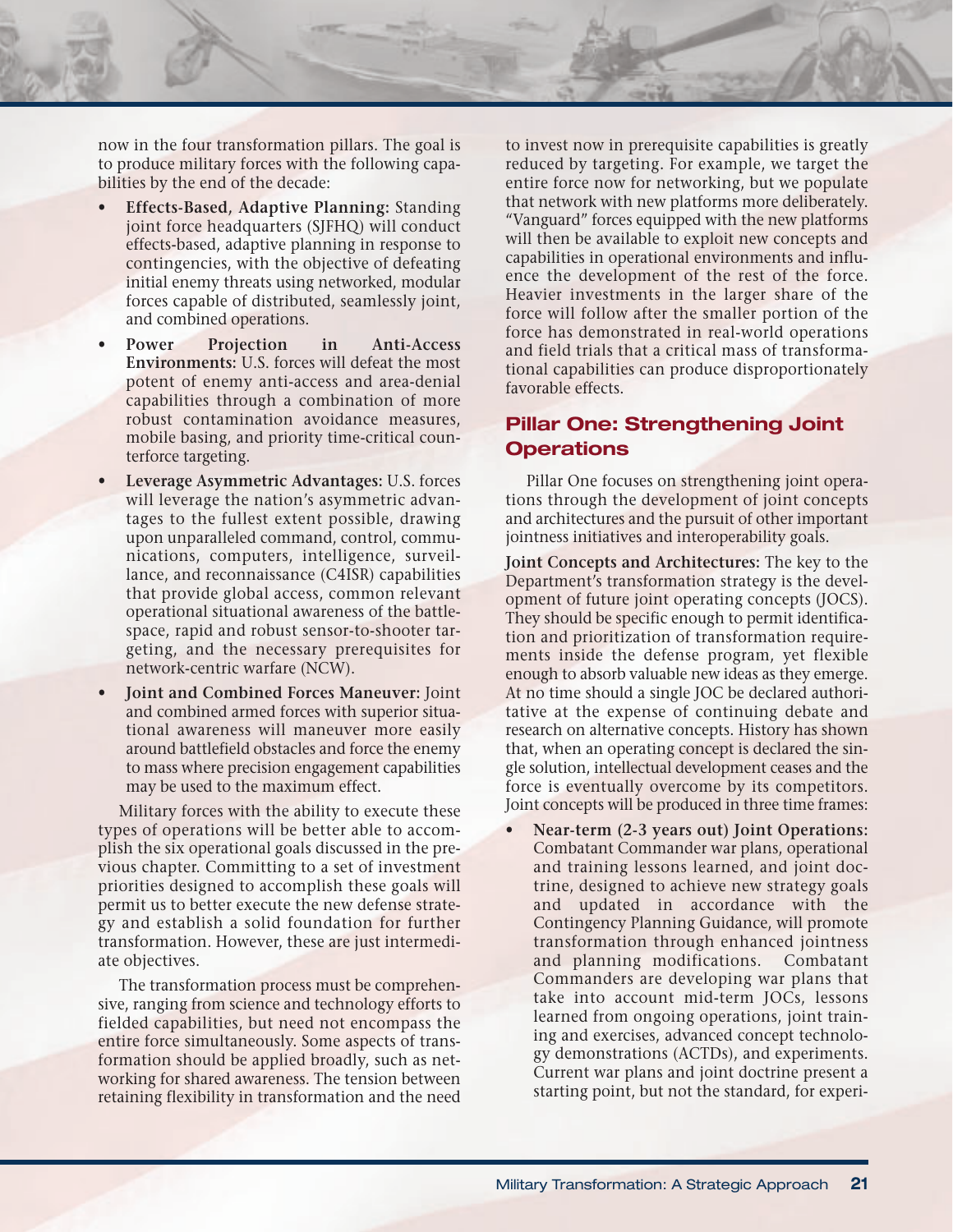now in the four transformation pillars. The goal is to produce military forces with the following capabilities by the end of the decade:

- **Effects-Based, Adaptive Planning:** Standing joint force headquarters (SJFHQ) will conduct effects-based, adaptive planning in response to contingencies, with the objective of defeating initial enemy threats using networked, modular forces capable of distributed, seamlessly joint, and combined operations.
- **Power Projection in Anti-Access Environments:** U.S. forces will defeat the most potent of enemy anti-access and area-denial capabilities through a combination of more robust contamination avoidance measures, mobile basing, and priority time-critical counterforce targeting.
- **Leverage Asymmetric Advantages:** U.S. forces will leverage the nation's asymmetric advantages to the fullest extent possible, drawing upon unparalleled command, control, communications, computers, intelligence, surveillance, and reconnaissance (C4ISR) capabilities that provide global access, common relevant operational situational awareness of the battlespace, rapid and robust sensor-to-shooter targeting, and the necessary prerequisites for network-centric warfare (NCW).
- **Joint and Combined Forces Maneuver:** Joint and combined armed forces with superior situational awareness will maneuver more easily around battlefield obstacles and force the enemy to mass where precision engagement capabilities may be used to the maximum effect.

Military forces with the ability to execute these types of operations will be better able to accomplish the six operational goals discussed in the previous chapter. Committing to a set of investment priorities designed to accomplish these goals will permit us to better execute the new defense strategy and establish a solid foundation for further transformation. However, these are just intermediate objectives.

The transformation process must be comprehensive, ranging from science and technology efforts to fielded capabilities, but need not encompass the entire force simultaneously. Some aspects of transformation should be applied broadly, such as networking for shared awareness. The tension between retaining flexibility in transformation and the need to invest now in prerequisite capabilities is greatly reduced by targeting. For example, we target the entire force now for networking, but we populate that network with new platforms more deliberately. "Vanguard" forces equipped with the new platforms will then be available to exploit new concepts and capabilities in operational environments and influence the development of the rest of the force. Heavier investments in the larger share of the force will follow after the smaller portion of the force has demonstrated in real-world operations and field trials that a critical mass of transformational capabilities can produce disproportionately favorable effects.

## Pillar One: Strengthening Joint Operations

Pillar One focuses on strengthening joint operations through the development of joint concepts and architectures and the pursuit of other important jointness initiatives and interoperability goals.

**Joint Concepts and Architectures:** The key to the Department's transformation strategy is the development of future joint operating concepts (JOCS). They should be specific enough to permit identification and prioritization of transformation requirements inside the defense program, yet flexible enough to absorb valuable new ideas as they emerge. At no time should a single JOC be declared authoritative at the expense of continuing debate and research on alternative concepts. History has shown that, when an operating concept is declared the single solution, intellectual development ceases and the force is eventually overcome by its competitors. Joint concepts will be produced in three time frames:

- **Near-term (2-3 years out) Joint Operations:** Combatant Commander war plans, operational and training lessons learned, and joint doctrine, designed to achieve new strategy goals and updated in accordance with the Contingency Planning Guidance, will promote transformation through enhanced jointness and planning modifications. Combatant Commanders are developing war plans that take into account mid-term JOCs, lessons learned from ongoing operations, joint training and exercises, advanced concept technology demonstrations (ACTDs), and experiments. Current war plans and joint doctrine present a starting point, but not the standard, for experi-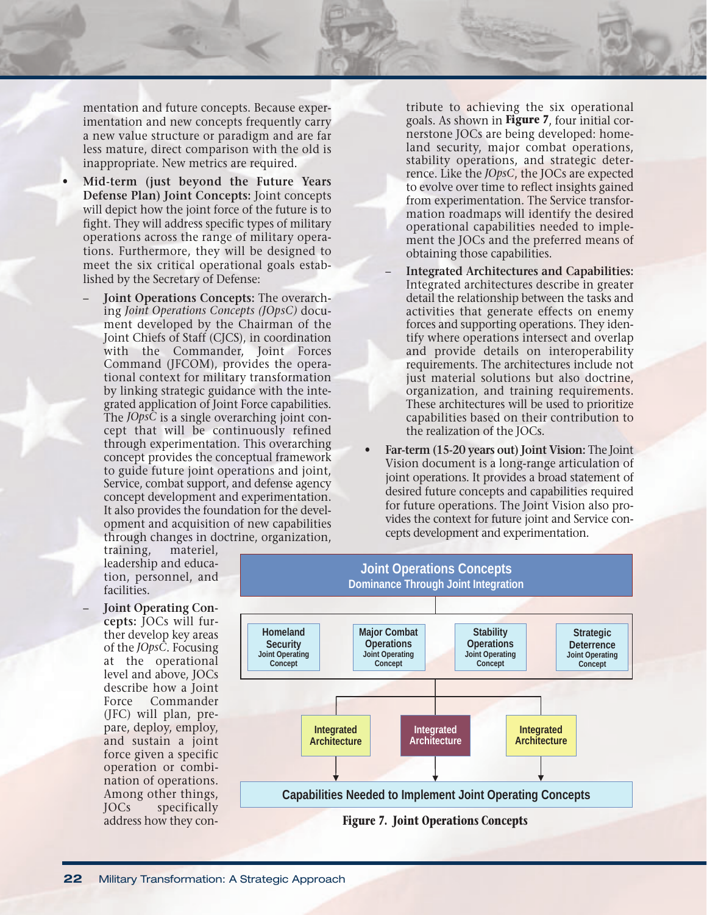mentation and future concepts. Because experimentation and new concepts frequently carry a new value structure or paradigm and are far less mature, direct comparison with the old is inappropriate. New metrics are required.

- **Mid-term (just beyond the Future Years Defense Plan) Joint Concepts:** Joint concepts will depict how the joint force of the future is to fight. They will address specific types of military operations across the range of military operations. Furthermore, they will be designed to meet the six critical operational goals established by the Secretary of Defense:
  - **Joint Operations Concepts:** The overarching *Joint Operations Concepts (JOpsC)* document developed by the Chairman of the Joint Chiefs of Staff (CJCS), in coordination with the Commander, Joint Forces Command (JFCOM), provides the operational context for military transformation by linking strategic guidance with the integrated application of Joint Force capabilities. The *JOpsC* is a single overarching joint concept that will be continuously refined through experimentation. This overarching concept provides the conceptual framework to guide future joint operations and joint, Service, combat support, and defense agency concept development and experimentation. It also provides the foundation for the development and acquisition of new capabilities through changes in doctrine, organization, training, materiel, leadership and education, personnel, and facilities.
  - **Joint Operating Concepts:** JOCs will further develop key areas of the *JOpsC*. Focusing at the operational level and above, JOCs describe how a Joint Force Commander (JFC) will plan, prepare, deploy, employ, and sustain a joint force given a specific operation or combination of operations. Among other things, JOCs specifically address how they contribute to achieving the six operational goals. As shown in **Figure 7**, four initial cornerstone JOCs are being developed: homeland security, major combat operations, stability operations, and strategic deterrence. Like the *JOpsC*, the JOCs are expected to evolve over time to reflect insights gained from experimentation. The Service transformation roadmaps will identify the desired operational capabilities needed to implement the JOCs and the preferred means of obtaining those capabilities.
  - **Integrated Architectures and Capabilities:** Integrated architectures describe in greater detail the relationship between the tasks and activities that generate effects on enemy forces and supporting operations. They identify where operations intersect and overlap and provide details on interoperability requirements. The architectures include not just material solutions but also doctrine, organization, and training requirements. These architectures will be used to prioritize capabilities based on their contribution to the realization of the JOCs.
- **Far-term (15-20 years out) Joint Vision:** The Joint Vision document is a long-range articulation of joint operations. It provides a broad statement of desired future concepts and capabilities required for future operations. The Joint Vision also provides the context for future joint and Service concepts development and experimentation.

**Joint Operations Concepts**
**Dominance Through Joint Integration**

| Homeland Security Joint Operating Concept | Major Combat Operations Joint Operating Concept | Stability Operations Joint Operating Concept | Strategic Deterrence Joint Operating Concept |
|---|---|---|---|

| Integrated Architecture | Integrated Architecture | Integrated Architecture |
|---|---|---|

**Capabilities Needed to Implement Joint Operating Concepts**

**Figure 7. Joint Operations Concepts**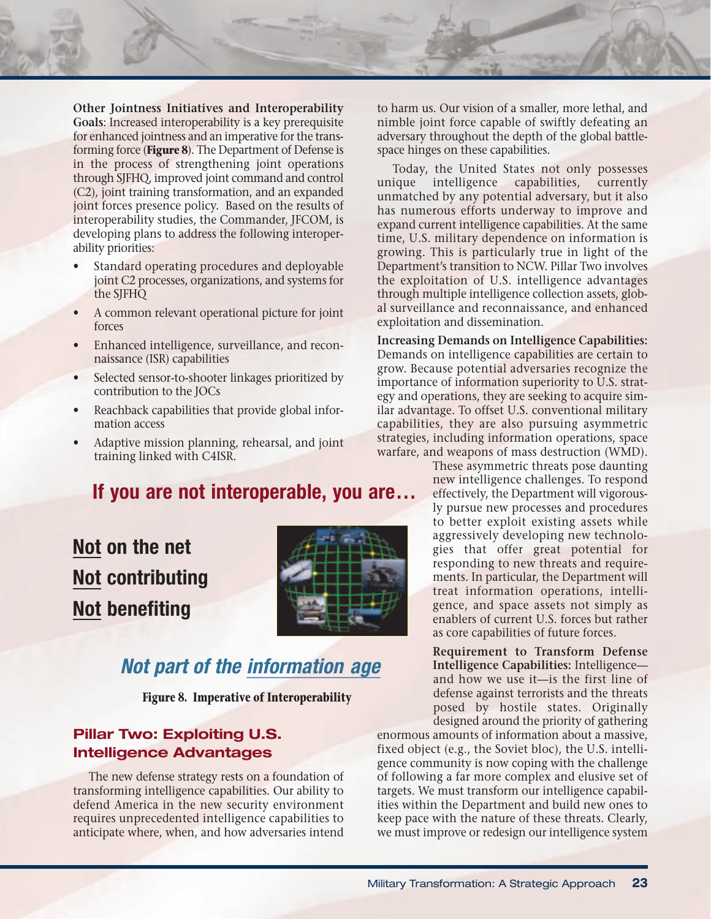**Other Jointness Initiatives and Interoperability Goals**: Increased interoperability is a key prerequisite for enhanced jointness and an imperative for the transforming force (**Figure 8**). The Department of Defense is in the process of strengthening joint operations through SJFHQ, improved joint command and control (C2), joint training transformation, and an expanded joint forces presence policy. Based on the results of interoperability studies, the Commander, JFCOM, is developing plans to address the following interoperability priorities:

- Standard operating procedures and deployable joint C2 processes, organizations, and systems for the SJFHQ
- A common relevant operational picture for joint forces
- Enhanced intelligence, surveillance, and reconnaissance (ISR) capabilities
- Selected sensor-to-shooter linkages prioritized by contribution to the JOCs
- Reachback capabilities that provide global information access
- Adaptive mission planning, rehearsal, and joint training linked with C4ISR.

**If you are not interoperable, you are…**

**Not on the net**

**Not contributing**

**Not benefiting**

***Not part of the information age***

**Figure 8. Imperative of Interoperability**

## Pillar Two: Exploiting U.S. Intelligence Advantages

The new defense strategy rests on a foundation of transforming intelligence capabilities. Our ability to defend America in the new security environment requires unprecedented intelligence capabilities to anticipate where, when, and how adversaries intend to harm us. Our vision of a smaller, more lethal, and nimble joint force capable of swiftly defeating an adversary throughout the depth of the global battlespace hinges on these capabilities.

Today, the United States not only possesses unique intelligence capabilities, currently unmatched by any potential adversary, but it also has numerous efforts underway to improve and expand current intelligence capabilities. At the same time, U.S. military dependence on information is growing. This is particularly true in light of the Department's transition to NCW. Pillar Two involves the exploitation of U.S. intelligence advantages through multiple intelligence collection assets, global surveillance and reconnaissance, and enhanced exploitation and dissemination.

**Increasing Demands on Intelligence Capabilities:** Demands on intelligence capabilities are certain to grow. Because potential adversaries recognize the importance of information superiority to U.S. strategy and operations, they are seeking to acquire similar advantage. To offset U.S. conventional military capabilities, they are also pursuing asymmetric strategies, including information operations, space warfare, and weapons of mass destruction (WMD). These asymmetric threats pose daunting new intelligence challenges. To respond effectively, the Department will vigorously pursue new processes and procedures to better exploit existing assets while aggressively developing new technologies that offer great potential for responding to new threats and requirements. In particular, the Department will treat information operations, intelligence, and space assets not simply as enablers of current U.S. forces but rather as core capabilities of future forces.

**Requirement to Transform Defense Intelligence Capabilities:** Intelligence—and how we use it—is the first line of defense against terrorists and the threats posed by hostile states. Originally designed around the priority of gathering enormous amounts of information about a massive, fixed object (e.g., the Soviet bloc), the U.S. intelligence community is now coping with the challenge of following a far more complex and elusive set of targets. We must transform our intelligence capabilities within the Department and build new ones to keep pace with the nature of these threats. Clearly, we must improve or redesign our intelligence system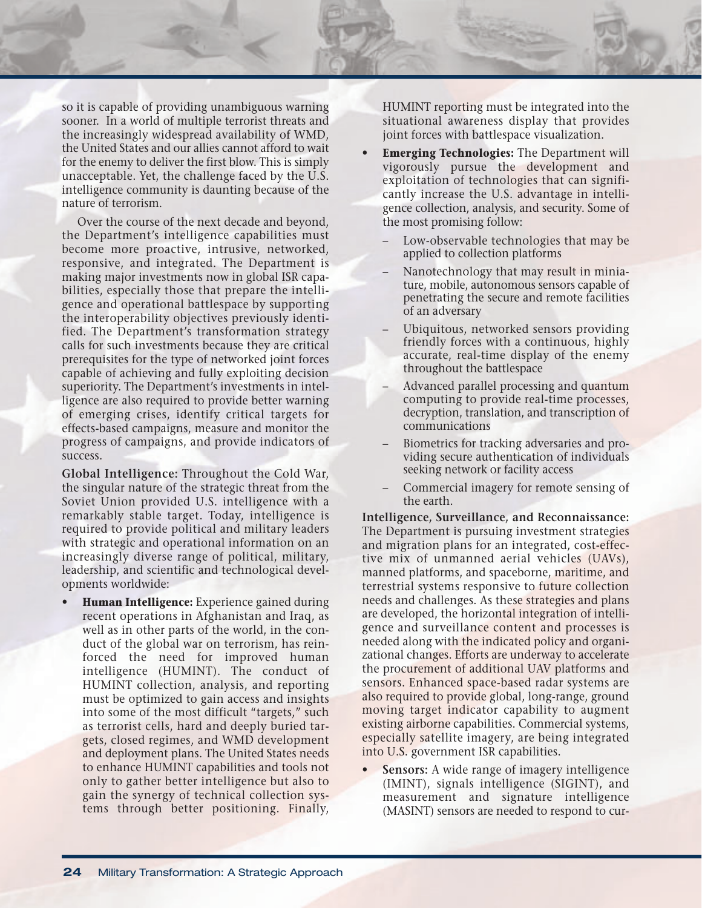so it is capable of providing unambiguous warning sooner. In a world of multiple terrorist threats and the increasingly widespread availability of WMD, the United States and our allies cannot afford to wait for the enemy to deliver the first blow. This is simply unacceptable. Yet, the challenge faced by the U.S. intelligence community is daunting because of the nature of terrorism.

Over the course of the next decade and beyond, the Department's intelligence capabilities must become more proactive, intrusive, networked, responsive, and integrated. The Department is making major investments now in global ISR capabilities, especially those that prepare the intelligence and operational battlespace by supporting the interoperability objectives previously identified. The Department's transformation strategy calls for such investments because they are critical prerequisites for the type of networked joint forces capable of achieving and fully exploiting decision superiority. The Department's investments in intelligence are also required to provide better warning of emerging crises, identify critical targets for effects-based campaigns, measure and monitor the progress of campaigns, and provide indicators of success.

**Global Intelligence:** Throughout the Cold War, the singular nature of the strategic threat from the Soviet Union provided U.S. intelligence with a remarkably stable target. Today, intelligence is required to provide political and military leaders with strategic and operational information on an increasingly diverse range of political, military, leadership, and scientific and technological developments worldwide:

- **Human Intelligence:** Experience gained during recent operations in Afghanistan and Iraq, as well as in other parts of the world, in the conduct of the global war on terrorism, has reinforced the need for improved human intelligence (HUMINT). The conduct of HUMINT collection, analysis, and reporting must be optimized to gain access and insights into some of the most difficult "targets," such as terrorist cells, hard and deeply buried targets, closed regimes, and WMD development and deployment plans. The United States needs to enhance HUMINT capabilities and tools not only to gather better intelligence but also to gain the synergy of technical collection systems through better positioning. Finally, HUMINT reporting must be integrated into the situational awareness display that provides joint forces with battlespace visualization.
- **Emerging Technologies:** The Department will vigorously pursue the development and exploitation of technologies that can significantly increase the U.S. advantage in intelligence collection, analysis, and security. Some of the most promising follow:
  - Low-observable technologies that may be applied to collection platforms
  - Nanotechnology that may result in miniature, mobile, autonomous sensors capable of penetrating the secure and remote facilities of an adversary
  - Ubiquitous, networked sensors providing friendly forces with a continuous, highly accurate, real-time display of the enemy throughout the battlespace
  - Advanced parallel processing and quantum computing to provide real-time processes, decryption, translation, and transcription of communications
  - Biometrics for tracking adversaries and providing secure authentication of individuals seeking network or facility access
  - Commercial imagery for remote sensing of the earth.

**Intelligence, Surveillance, and Reconnaissance:** The Department is pursuing investment strategies and migration plans for an integrated, cost-effective mix of unmanned aerial vehicles (UAVs), manned platforms, and spaceborne, maritime, and terrestrial systems responsive to future collection needs and challenges. As these strategies and plans are developed, the horizontal integration of intelligence and surveillance content and processes is needed along with the indicated policy and organizational changes. Efforts are underway to accelerate the procurement of additional UAV platforms and sensors. Enhanced space-based radar systems are also required to provide global, long-range, ground moving target indicator capability to augment existing airborne capabilities. Commercial systems, especially satellite imagery, are being integrated into U.S. government ISR capabilities.

- **Sensors:** A wide range of imagery intelligence (IMINT), signals intelligence (SIGINT), and measurement and signature intelligence (MASINT) sensors are needed to respond to cur-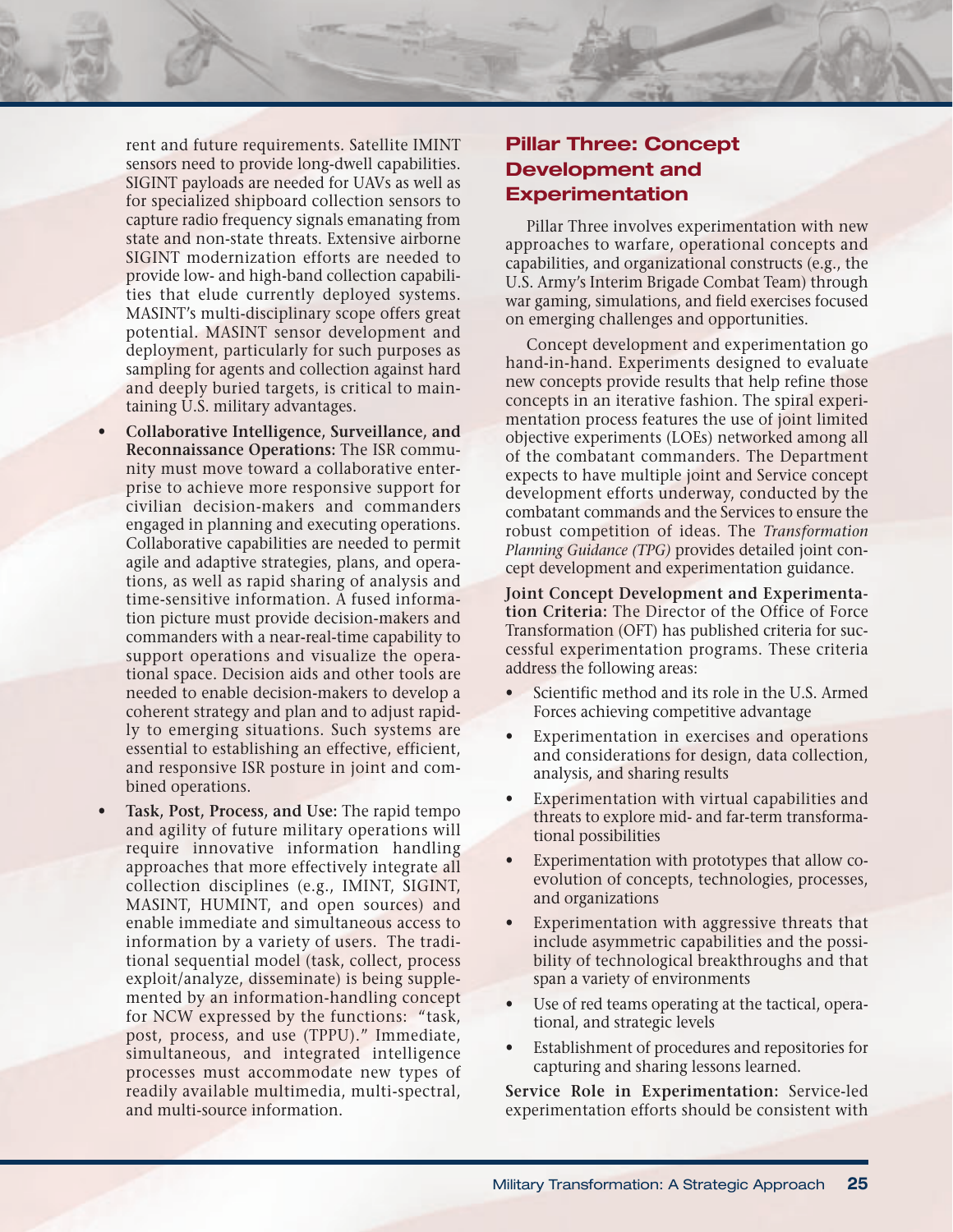rent and future requirements. Satellite IMINT sensors need to provide long-dwell capabilities. SIGINT payloads are needed for UAVs as well as for specialized shipboard collection sensors to capture radio frequency signals emanating from state and non-state threats. Extensive airborne SIGINT modernization efforts are needed to provide low- and high-band collection capabilities that elude currently deployed systems. MASINT's multi-disciplinary scope offers great potential. MASINT sensor development and deployment, particularly for such purposes as sampling for agents and collection against hard and deeply buried targets, is critical to maintaining U.S. military advantages.

- **Collaborative Intelligence, Surveillance, and Reconnaissance Operations:** The ISR community must move toward a collaborative enterprise to achieve more responsive support for civilian decision-makers and commanders engaged in planning and executing operations. Collaborative capabilities are needed to permit agile and adaptive strategies, plans, and operations, as well as rapid sharing of analysis and time-sensitive information. A fused information picture must provide decision-makers and commanders with a near-real-time capability to support operations and visualize the operational space. Decision aids and other tools are needed to enable decision-makers to develop a coherent strategy and plan and to adjust rapidly to emerging situations. Such systems are essential to establishing an effective, efficient, and responsive ISR posture in joint and combined operations.
- **Task, Post, Process, and Use:** The rapid tempo and agility of future military operations will require innovative information handling approaches that more effectively integrate all collection disciplines (e.g., IMINT, SIGINT, MASINT, HUMINT, and open sources) and enable immediate and simultaneous access to information by a variety of users. The traditional sequential model (task, collect, process exploit/analyze, disseminate) is being supplemented by an information-handling concept for NCW expressed by the functions: "task, post, process, and use (TPPU)." Immediate, simultaneous, and integrated intelligence processes must accommodate new types of readily available multimedia, multi-spectral, and multi-source information.

## Pillar Three: Concept Development and Experimentation

Pillar Three involves experimentation with new approaches to warfare, operational concepts and capabilities, and organizational constructs (e.g., the U.S. Army's Interim Brigade Combat Team) through war gaming, simulations, and field exercises focused on emerging challenges and opportunities.

Concept development and experimentation go hand-in-hand. Experiments designed to evaluate new concepts provide results that help refine those concepts in an iterative fashion. The spiral experimentation process features the use of joint limited objective experiments (LOEs) networked among all of the combatant commanders. The Department expects to have multiple joint and Service concept development efforts underway, conducted by the combatant commands and the Services to ensure the robust competition of ideas. The *Transformation Planning Guidance (TPG)* provides detailed joint concept development and experimentation guidance.

**Joint Concept Development and Experimentation Criteria:** The Director of the Office of Force Transformation (OFT) has published criteria for successful experimentation programs. These criteria address the following areas:

- Scientific method and its role in the U.S. Armed Forces achieving competitive advantage
- Experimentation in exercises and operations and considerations for design, data collection, analysis, and sharing results
- Experimentation with virtual capabilities and threats to explore mid- and far-term transformational possibilities
- Experimentation with prototypes that allow co-evolution of concepts, technologies, processes, and organizations
- Experimentation with aggressive threats that include asymmetric capabilities and the possibility of technological breakthroughs and that span a variety of environments
- Use of red teams operating at the tactical, operational, and strategic levels
- Establishment of procedures and repositories for capturing and sharing lessons learned.

**Service Role in Experimentation:** Service-led experimentation efforts should be consistent with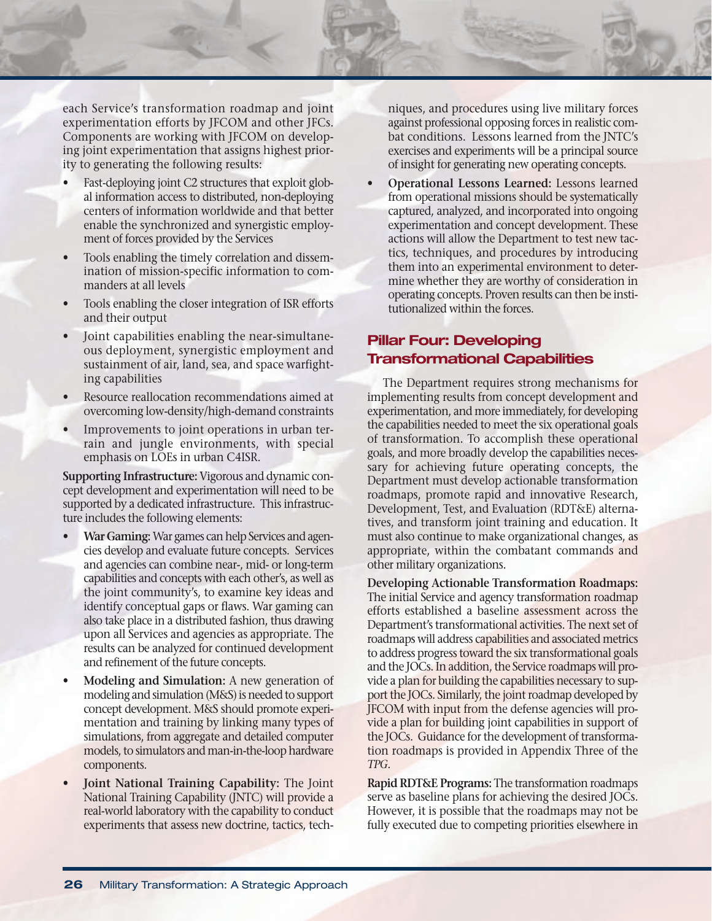each Service's transformation roadmap and joint experimentation efforts by JFCOM and other JFCs. Components are working with JFCOM on developing joint experimentation that assigns highest priority to generating the following results:

- Fast-deploying joint C2 structures that exploit global information access to distributed, non-deploying centers of information worldwide and that better enable the synchronized and synergistic employment of forces provided by the Services
- Tools enabling the timely correlation and dissemination of mission-specific information to commanders at all levels
- Tools enabling the closer integration of ISR efforts and their output
- Joint capabilities enabling the near-simultaneous deployment, synergistic employment and sustainment of air, land, sea, and space warfighting capabilities
- Resource reallocation recommendations aimed at overcoming low-density/high-demand constraints
- Improvements to joint operations in urban terrain and jungle environments, with special emphasis on LOEs in urban C4ISR.

**Supporting Infrastructure:** Vigorous and dynamic concept development and experimentation will need to be supported by a dedicated infrastructure. This infrastructure includes the following elements:

- **War Gaming:** War games can help Services and agencies develop and evaluate future concepts. Services and agencies can combine near-, mid- or long-term capabilities and concepts with each other's, as well as the joint community's, to examine key ideas and identify conceptual gaps or flaws. War gaming can also take place in a distributed fashion, thus drawing upon all Services and agencies as appropriate. The results can be analyzed for continued development and refinement of the future concepts.
- **Modeling and Simulation:** A new generation of modeling and simulation (M&S) is needed to support concept development. M&S should promote experimentation and training by linking many types of simulations, from aggregate and detailed computer models, to simulators and man-in-the-loop hardware components.
- **Joint National Training Capability:** The Joint National Training Capability (JNTC) will provide a real-world laboratory with the capability to conduct experiments that assess new doctrine, tactics, techniques, and procedures using live military forces against professional opposing forces in realistic combat conditions. Lessons learned from the JNTC's exercises and experiments will be a principal source of insight for generating new operating concepts.
- **Operational Lessons Learned:** Lessons learned from operational missions should be systematically captured, analyzed, and incorporated into ongoing experimentation and concept development. These actions will allow the Department to test new tactics, techniques, and procedures by introducing them into an experimental environment to determine whether they are worthy of consideration in operating concepts. Proven results can then be institutionalized within the forces.

## Pillar Four: Developing Transformational Capabilities

The Department requires strong mechanisms for implementing results from concept development and experimentation, and more immediately, for developing the capabilities needed to meet the six operational goals of transformation. To accomplish these operational goals, and more broadly develop the capabilities necessary for achieving future operating concepts, the Department must develop actionable transformation roadmaps, promote rapid and innovative Research, Development, Test, and Evaluation (RDT&E) alternatives, and transform joint training and education. It must also continue to make organizational changes, as appropriate, within the combatant commands and other military organizations.

**Developing Actionable Transformation Roadmaps:** The initial Service and agency transformation roadmap efforts established a baseline assessment across the Department's transformational activities. The next set of roadmaps will address capabilities and associated metrics to address progress toward the six transformational goals and the JOCs. In addition, the Service roadmaps will provide a plan for building the capabilities necessary to support the JOCs. Similarly, the joint roadmap developed by JFCOM with input from the defense agencies will provide a plan for building joint capabilities in support of the JOCs. Guidance for the development of transformation roadmaps is provided in Appendix Three of the *TPG*.

**Rapid RDT&E Programs:** The transformation roadmaps serve as baseline plans for achieving the desired JOCs. However, it is possible that the roadmaps may not be fully executed due to competing priorities elsewhere in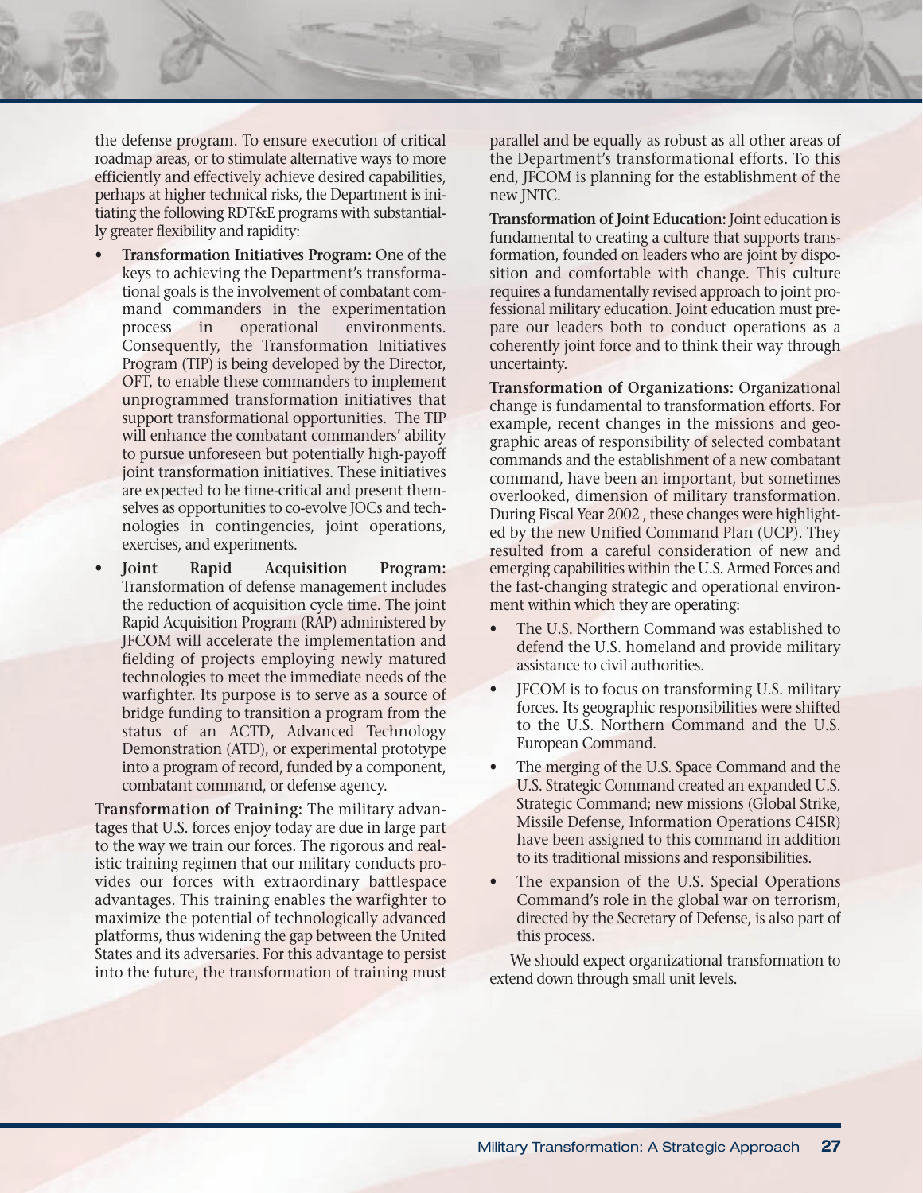the defense program. To ensure execution of critical roadmap areas, or to stimulate alternative ways to more efficiently and effectively achieve desired capabilities, perhaps at higher technical risks, the Department is initiating the following RDT&E programs with substantially greater flexibility and rapidity:

- **Transformation Initiatives Program:** One of the keys to achieving the Department's transformational goals is the involvement of combatant command commanders in the experimentation process in operational environments. Consequently, the Transformation Initiatives Program (TIP) is being developed by the Director, OFT, to enable these commanders to implement unprogrammed transformation initiatives that support transformational opportunities. The TIP will enhance the combatant commanders' ability to pursue unforeseen but potentially high-payoff joint transformation initiatives. These initiatives are expected to be time-critical and present themselves as opportunities to co-evolve JOCs and technologies in contingencies, joint operations, exercises, and experiments.
- **Joint Rapid Acquisition Program:** Transformation of defense management includes the reduction of acquisition cycle time. The joint Rapid Acquisition Program (RAP) administered by JFCOM will accelerate the implementation and fielding of projects employing newly matured technologies to meet the immediate needs of the warfighter. Its purpose is to serve as a source of bridge funding to transition a program from the status of an ACTD, Advanced Technology Demonstration (ATD), or experimental prototype into a program of record, funded by a component, combatant command, or defense agency.

**Transformation of Training:** The military advantages that U.S. forces enjoy today are due in large part to the way we train our forces. The rigorous and realistic training regimen that our military conducts provides our forces with extraordinary battlespace advantages. This training enables the warfighter to maximize the potential of technologically advanced platforms, thus widening the gap between the United States and its adversaries. For this advantage to persist into the future, the transformation of training must parallel and be equally as robust as all other areas of the Department's transformational efforts. To this end, JFCOM is planning for the establishment of the new JNTC.

**Transformation of Joint Education:** Joint education is fundamental to creating a culture that supports transformation, founded on leaders who are joint by disposition and comfortable with change. This culture requires a fundamentally revised approach to joint professional military education. Joint education must prepare our leaders both to conduct operations as a coherently joint force and to think their way through uncertainty.

**Transformation of Organizations:** Organizational change is fundamental to transformation efforts. For example, recent changes in the missions and geographic areas of responsibility of selected combatant commands and the establishment of a new combatant command, have been an important, but sometimes overlooked, dimension of military transformation. During Fiscal Year 2002 , these changes were highlighted by the new Unified Command Plan (UCP). They resulted from a careful consideration of new and emerging capabilities within the U.S. Armed Forces and the fast-changing strategic and operational environment within which they are operating:

- The U.S. Northern Command was established to defend the U.S. homeland and provide military assistance to civil authorities.
- JFCOM is to focus on transforming U.S. military forces. Its geographic responsibilities were shifted to the U.S. Northern Command and the U.S. European Command.
- The merging of the U.S. Space Command and the U.S. Strategic Command created an expanded U.S. Strategic Command; new missions (Global Strike, Missile Defense, Information Operations C4ISR) have been assigned to this command in addition to its traditional missions and responsibilities.
- The expansion of the U.S. Special Operations Command's role in the global war on terrorism, directed by the Secretary of Defense, is also part of this process.

We should expect organizational transformation to extend down through small unit levels.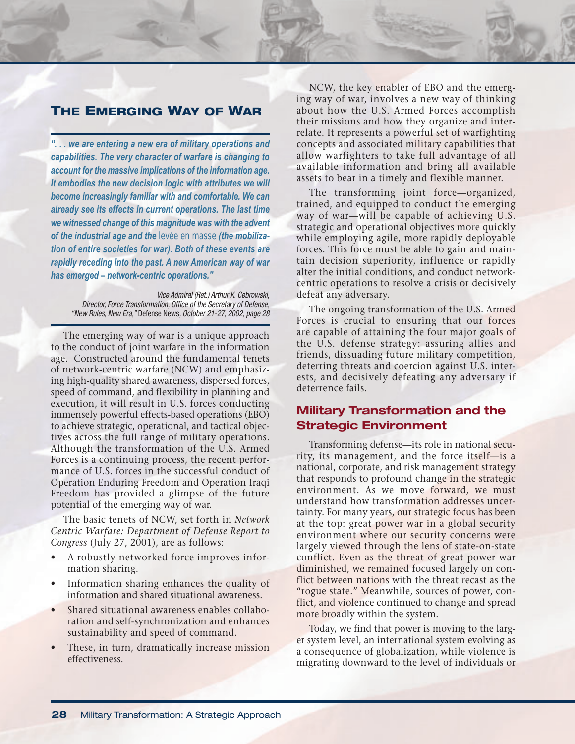## The Emerging Way of War

***". . . we are entering a new era of military operations and capabilities. The very character of warfare is changing to account for the massive implications of the information age. It embodies the new decision logic with attributes we will become increasingly familiar with and comfortable. We can already see its effects in current operations. The last time we witnessed change of this magnitude was with the advent of the industrial age and the* levée en masse *(the mobilization of entire societies for war). Both of these events are rapidly receding into the past. A new American way of war has emerged – network-centric operations."***

*Vice Admiral (Ret.) Arthur K. Cebrowski,*
*Director, Force Transformation, Office of the Secretary of Defense,*
*"New Rules, New Era,"* Defense News, *October 21-27, 2002, page 28*

The emerging way of war is a unique approach to the conduct of joint warfare in the information age. Constructed around the fundamental tenets of network-centric warfare (NCW) and emphasizing high-quality shared awareness, dispersed forces, speed of command, and flexibility in planning and execution, it will result in U.S. forces conducting immensely powerful effects-based operations (EBO) to achieve strategic, operational, and tactical objectives across the full range of military operations. Although the transformation of the U.S. Armed Forces is a continuing process, the recent performance of U.S. forces in the successful conduct of Operation Enduring Freedom and Operation Iraqi Freedom has provided a glimpse of the future potential of the emerging way of war.

The basic tenets of NCW, set forth in *Network Centric Warfare: Department of Defense Report to Congress* (July 27, 2001), are as follows:

- A robustly networked force improves information sharing.
- Information sharing enhances the quality of information and shared situational awareness.
- Shared situational awareness enables collaboration and self-synchronization and enhances sustainability and speed of command.
- These, in turn, dramatically increase mission effectiveness.

NCW, the key enabler of EBO and the emerging way of war, involves a new way of thinking about how the U.S. Armed Forces accomplish their missions and how they organize and interrelate. It represents a powerful set of warfighting concepts and associated military capabilities that allow warfighters to take full advantage of all available information and bring all available assets to bear in a timely and flexible manner.

The transforming joint force—organized, trained, and equipped to conduct the emerging way of war—will be capable of achieving U.S. strategic and operational objectives more quickly while employing agile, more rapidly deployable forces. This force must be able to gain and maintain decision superiority, influence or rapidly alter the initial conditions, and conduct network-centric operations to resolve a crisis or decisively defeat any adversary.

The ongoing transformation of the U.S. Armed Forces is crucial to ensuring that our forces are capable of attaining the four major goals of the U.S. defense strategy: assuring allies and friends, dissuading future military competition, deterring threats and coercion against U.S. interests, and decisively defeating any adversary if deterrence fails.

### Military Transformation and the Strategic Environment

Transforming defense—its role in national security, its management, and the force itself—is a national, corporate, and risk management strategy that responds to profound change in the strategic environment. As we move forward, we must understand how transformation addresses uncertainty. For many years, our strategic focus has been at the top: great power war in a global security environment where our security concerns were largely viewed through the lens of state-on-state conflict. Even as the threat of great power war diminished, we remained focused largely on conflict between nations with the threat recast as the "rogue state." Meanwhile, sources of power, conflict, and violence continued to change and spread more broadly within the system.

Today, we find that power is moving to the larger system level, an international system evolving as a consequence of globalization, while violence is migrating downward to the level of individuals or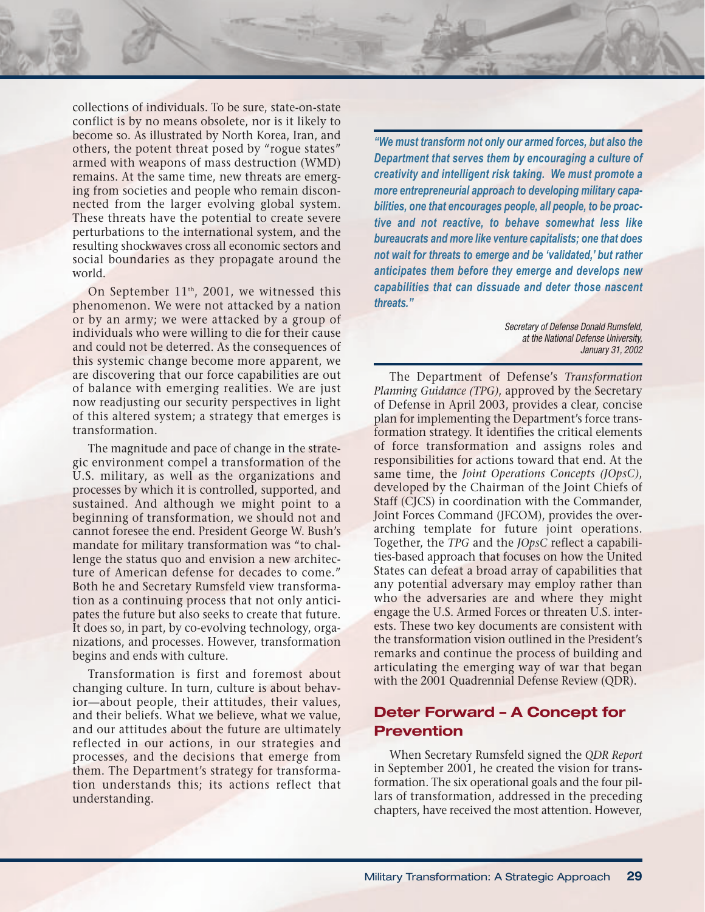collections of individuals. To be sure, state-on-state conflict is by no means obsolete, nor is it likely to become so. As illustrated by North Korea, Iran, and others, the potent threat posed by "rogue states" armed with weapons of mass destruction (WMD) remains. At the same time, new threats are emerging from societies and people who remain disconnected from the larger evolving global system. These threats have the potential to create severe perturbations to the international system, and the resulting shockwaves cross all economic sectors and social boundaries as they propagate around the world.

On September 11th, 2001, we witnessed this phenomenon. We were not attacked by a nation or by an army; we were attacked by a group of individuals who were willing to die for their cause and could not be deterred. As the consequences of this systemic change become more apparent, we are discovering that our force capabilities are out of balance with emerging realities. We are just now readjusting our security perspectives in light of this altered system; a strategy that emerges is transformation.

The magnitude and pace of change in the strategic environment compel a transformation of the U.S. military, as well as the organizations and processes by which it is controlled, supported, and sustained. And although we might point to a beginning of transformation, we should not and cannot foresee the end. President George W. Bush's mandate for military transformation was "to challenge the status quo and envision a new architecture of American defense for decades to come." Both he and Secretary Rumsfeld view transformation as a continuing process that not only anticipates the future but also seeks to create that future. It does so, in part, by co-evolving technology, organizations, and processes. However, transformation begins and ends with culture.

Transformation is first and foremost about changing culture. In turn, culture is about behavior—about people, their attitudes, their values, and their beliefs. What we believe, what we value, and our attitudes about the future are ultimately reflected in our actions, in our strategies and processes, and the decisions that emerge from them. The Department's strategy for transformation understands this; its actions reflect that understanding.

> ***"We must transform not only our armed forces, but also the Department that serves them by encouraging a culture of creativity and intelligent risk taking. We must promote a more entrepreneurial approach to developing military capabilities, one that encourages people, all people, to be proactive and not reactive, to behave somewhat less like bureaucrats and more like venture capitalists; one that does not wait for threats to emerge and be 'validated,' but rather anticipates them before they emerge and develops new capabilities that can dissuade and deter those nascent threats."***
>
> *Secretary of Defense Donald Rumsfeld, at the National Defense University, January 31, 2002*

The Department of Defense's *Transformation Planning Guidance (TPG)*, approved by the Secretary of Defense in April 2003, provides a clear, concise plan for implementing the Department's force transformation strategy. It identifies the critical elements of force transformation and assigns roles and responsibilities for actions toward that end. At the same time, the *Joint Operations Concepts (JOpsC)*, developed by the Chairman of the Joint Chiefs of Staff (CJCS) in coordination with the Commander, Joint Forces Command (JFCOM), provides the overarching template for future joint operations. Together, the *TPG* and the *JOpsC* reflect a capabilities-based approach that focuses on how the United States can defeat a broad array of capabilities that any potential adversary may employ rather than who the adversaries are and where they might engage the U.S. Armed Forces or threaten U.S. interests. These two key documents are consistent with the transformation vision outlined in the President's remarks and continue the process of building and articulating the emerging way of war that began with the 2001 Quadrennial Defense Review (QDR).

## Deter Forward – A Concept for Prevention

When Secretary Rumsfeld signed the *QDR Report* in September 2001, he created the vision for transformation. The six operational goals and the four pillars of transformation, addressed in the preceding chapters, have received the most attention. However,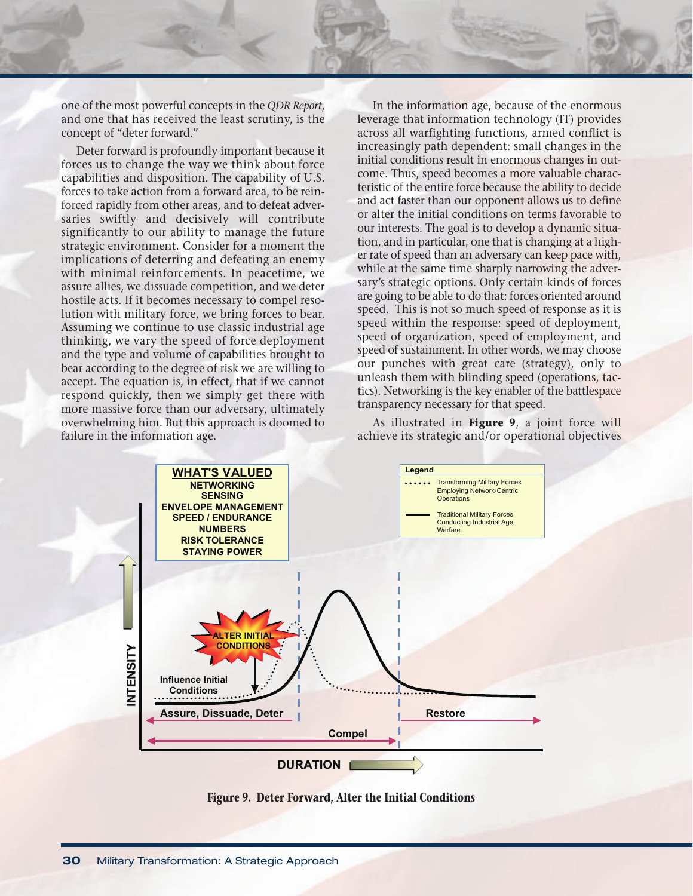one of the most powerful concepts in the *QDR Report*, and one that has received the least scrutiny, is the concept of "deter forward."

Deter forward is profoundly important because it forces us to change the way we think about force capabilities and disposition. The capability of U.S. forces to take action from a forward area, to be reinforced rapidly from other areas, and to defeat adversaries swiftly and decisively will contribute significantly to our ability to manage the future strategic environment. Consider for a moment the implications of deterring and defeating an enemy with minimal reinforcements. In peacetime, we assure allies, we dissuade competition, and we deter hostile acts. If it becomes necessary to compel resolution with military force, we bring forces to bear. Assuming we continue to use classic industrial age thinking, we vary the speed of force deployment and the type and volume of capabilities brought to bear according to the degree of risk we are willing to accept. The equation is, in effect, that if we cannot respond quickly, then we simply get there with more massive force than our adversary, ultimately overwhelming him. But this approach is doomed to failure in the information age.

In the information age, because of the enormous leverage that information technology (IT) provides across all warfighting functions, armed conflict is increasingly path dependent: small changes in the initial conditions result in enormous changes in outcome. Thus, speed becomes a more valuable characteristic of the entire force because the ability to decide and act faster than our opponent allows us to define or alter the initial conditions on terms favorable to our interests. The goal is to develop a dynamic situation, and in particular, one that is changing at a higher rate of speed than an adversary can keep pace with, while at the same time sharply narrowing the adversary's strategic options. Only certain kinds of forces are going to be able to do that: forces oriented around speed. This is not so much speed of response as it is speed within the response: speed of deployment, speed of organization, speed of employment, and speed of sustainment. In other words, we may choose our punches with great care (strategy), only to unleash them with blinding speed (operations, tactics). Networking is the key enabler of the battlespace transparency necessary for that speed.

As illustrated in **Figure 9**, a joint force will achieve its strategic and/or operational objectives

**WHAT'S VALUED**
NETWORKING
SENSING
ENVELOPE MANAGEMENT
SPEED / ENDURANCE
NUMBERS
RISK TOLERANCE
STAYING POWER

Legend
- ······ Transforming Military Forces Employing Network-Centric Operations
- —— Traditional Military Forces Conducting Industrial Age Warfare

INTENSITY — ALTER INITIAL CONDITIONS — Influence Initial Conditions — Assure, Dissuade, Deter — Compel — Restore — DURATION

**Figure 9. Deter Forward, Alter the Initial Conditions**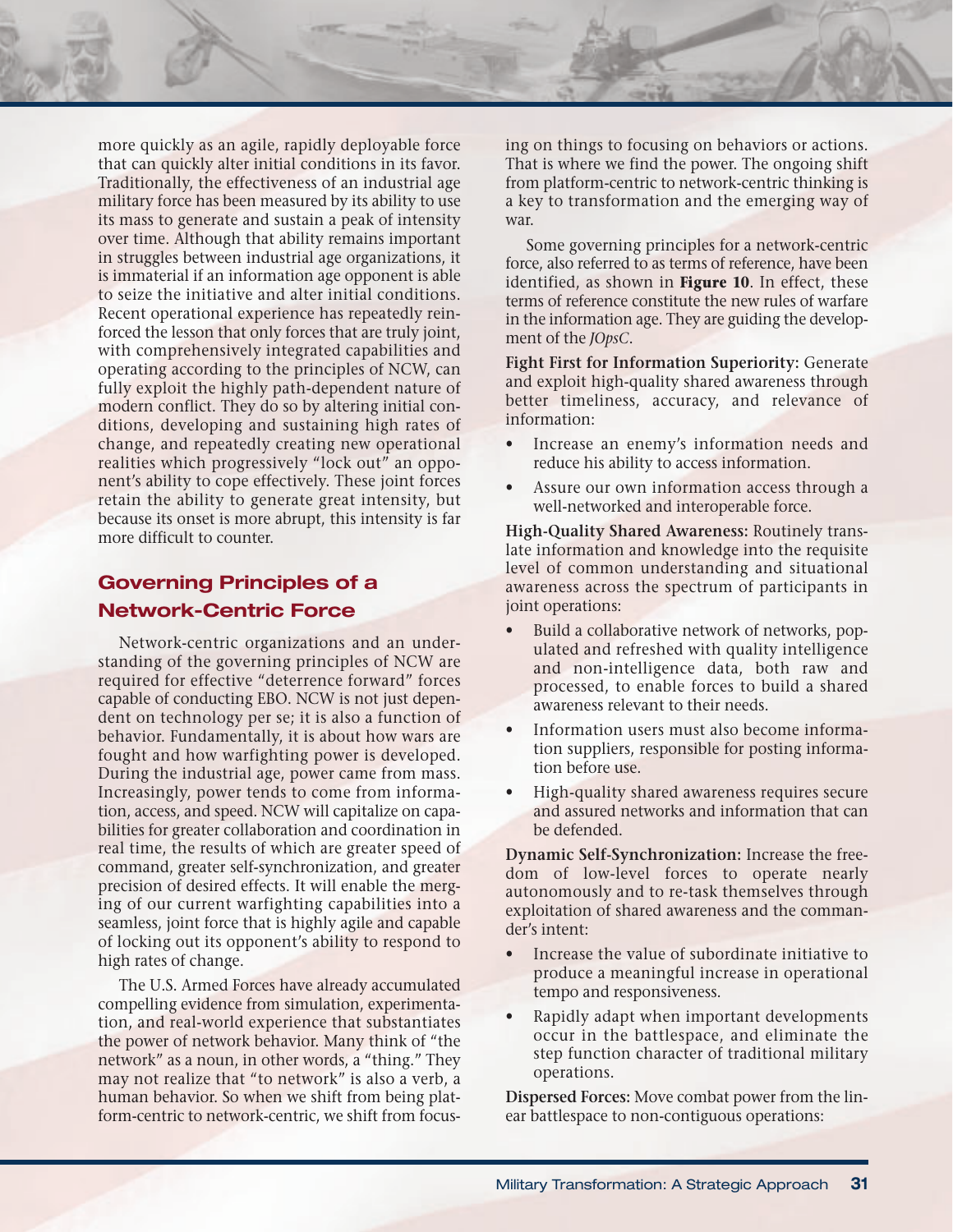more quickly as an agile, rapidly deployable force that can quickly alter initial conditions in its favor. Traditionally, the effectiveness of an industrial age military force has been measured by its ability to use its mass to generate and sustain a peak of intensity over time. Although that ability remains important in struggles between industrial age organizations, it is immaterial if an information age opponent is able to seize the initiative and alter initial conditions. Recent operational experience has repeatedly reinforced the lesson that only forces that are truly joint, with comprehensively integrated capabilities and operating according to the principles of NCW, can fully exploit the highly path-dependent nature of modern conflict. They do so by altering initial conditions, developing and sustaining high rates of change, and repeatedly creating new operational realities which progressively "lock out" an opponent's ability to cope effectively. These joint forces retain the ability to generate great intensity, but because its onset is more abrupt, this intensity is far more difficult to counter.

## Governing Principles of a Network-Centric Force

Network-centric organizations and an understanding of the governing principles of NCW are required for effective "deterrence forward" forces capable of conducting EBO. NCW is not just dependent on technology per se; it is also a function of behavior. Fundamentally, it is about how wars are fought and how warfighting power is developed. During the industrial age, power came from mass. Increasingly, power tends to come from information, access, and speed. NCW will capitalize on capabilities for greater collaboration and coordination in real time, the results of which are greater speed of command, greater self-synchronization, and greater precision of desired effects. It will enable the merging of our current warfighting capabilities into a seamless, joint force that is highly agile and capable of locking out its opponent's ability to respond to high rates of change.

The U.S. Armed Forces have already accumulated compelling evidence from simulation, experimentation, and real-world experience that substantiates the power of network behavior. Many think of "the network" as a noun, in other words, a "thing." They may not realize that "to network" is also a verb, a human behavior. So when we shift from being platform-centric to network-centric, we shift from focusing on things to focusing on behaviors or actions. That is where we find the power. The ongoing shift from platform-centric to network-centric thinking is a key to transformation and the emerging way of war.

Some governing principles for a network-centric force, also referred to as terms of reference, have been identified, as shown in **Figure 10**. In effect, these terms of reference constitute the new rules of warfare in the information age. They are guiding the development of the *JOpsC*.

**Fight First for Information Superiority:** Generate and exploit high-quality shared awareness through better timeliness, accuracy, and relevance of information:

- Increase an enemy's information needs and reduce his ability to access information.
- Assure our own information access through a well-networked and interoperable force.

**High-Quality Shared Awareness:** Routinely translate information and knowledge into the requisite level of common understanding and situational awareness across the spectrum of participants in joint operations:

- Build a collaborative network of networks, populated and refreshed with quality intelligence and non-intelligence data, both raw and processed, to enable forces to build a shared awareness relevant to their needs.
- Information users must also become information suppliers, responsible for posting information before use.
- High-quality shared awareness requires secure and assured networks and information that can be defended.

**Dynamic Self-Synchronization:** Increase the freedom of low-level forces to operate nearly autonomously and to re-task themselves through exploitation of shared awareness and the commander's intent:

- Increase the value of subordinate initiative to produce a meaningful increase in operational tempo and responsiveness.
- Rapidly adapt when important developments occur in the battlespace, and eliminate the step function character of traditional military operations.

**Dispersed Forces:** Move combat power from the linear battlespace to non-contiguous operations: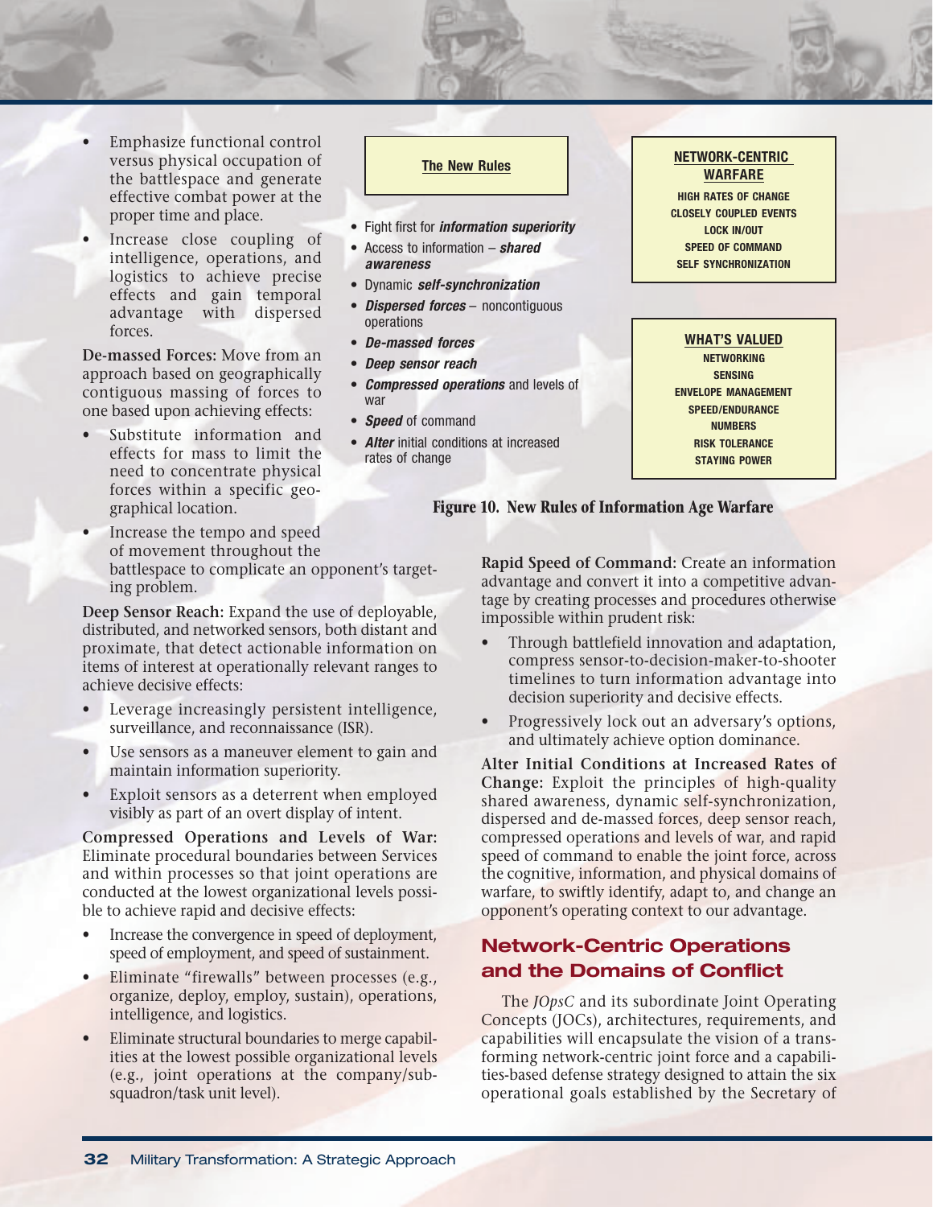- Emphasize functional control versus physical occupation of the battlespace and generate effective combat power at the proper time and place.
- Increase close coupling of intelligence, operations, and logistics to achieve precise effects and gain temporal advantage with dispersed forces.

**De-massed Forces:** Move from an approach based on geographically contiguous massing of forces to one based upon achieving effects:

- Substitute information and effects for mass to limit the need to concentrate physical forces within a specific geographical location.
- Increase the tempo and speed of movement throughout the battlespace to complicate an opponent's targeting problem.

**Deep Sensor Reach:** Expand the use of deployable, distributed, and networked sensors, both distant and proximate, that detect actionable information on items of interest at operationally relevant ranges to achieve decisive effects:

- Leverage increasingly persistent intelligence, surveillance, and reconnaissance (ISR).
- Use sensors as a maneuver element to gain and maintain information superiority.
- Exploit sensors as a deterrent when employed visibly as part of an overt display of intent.

**Compressed Operations and Levels of War:** Eliminate procedural boundaries between Services and within processes so that joint operations are conducted at the lowest organizational levels possible to achieve rapid and decisive effects:

- Increase the convergence in speed of deployment, speed of employment, and speed of sustainment.
- Eliminate "firewalls" between processes (e.g., organize, deploy, employ, sustain), operations, intelligence, and logistics.
- Eliminate structural boundaries to merge capabilities at the lowest possible organizational levels (e.g., joint operations at the company/sub-squadron/task unit level).

**The New Rules**

- Fight first for ***information superiority***
- Access to information – ***shared awareness***
- Dynamic ***self-synchronization***
- ***Dispersed forces*** – noncontiguous operations
- ***De-massed forces***
- ***Deep sensor reach***
- ***Compressed operations*** and levels of war
- ***Speed*** of command
- ***Alter*** initial conditions at increased rates of change

**NETWORK-CENTRIC WARFARE**

HIGH RATES OF CHANGE
CLOSELY COUPLED EVENTS
LOCK IN/OUT
SPEED OF COMMAND
SELF SYNCHRONIZATION

**WHAT'S VALUED**

NETWORKING
SENSING
ENVELOPE MANAGEMENT
SPEED/ENDURANCE
NUMBERS
RISK TOLERANCE
STAYING POWER

**Figure 10. New Rules of Information Age Warfare**

**Rapid Speed of Command:** Create an information advantage and convert it into a competitive advantage by creating processes and procedures otherwise impossible within prudent risk:

- Through battlefield innovation and adaptation, compress sensor-to-decision-maker-to-shooter timelines to turn information advantage into decision superiority and decisive effects.
- Progressively lock out an adversary's options, and ultimately achieve option dominance.

**Alter Initial Conditions at Increased Rates of Change:** Exploit the principles of high-quality shared awareness, dynamic self-synchronization, dispersed and de-massed forces, deep sensor reach, compressed operations and levels of war, and rapid speed of command to enable the joint force, across the cognitive, information, and physical domains of warfare, to swiftly identify, adapt to, and change an opponent's operating context to our advantage.

## Network-Centric Operations and the Domains of Conflict

The *JOpsC* and its subordinate Joint Operating Concepts (JOCs), architectures, requirements, and capabilities will encapsulate the vision of a transforming network-centric joint force and a capabilities-based defense strategy designed to attain the six operational goals established by the Secretary of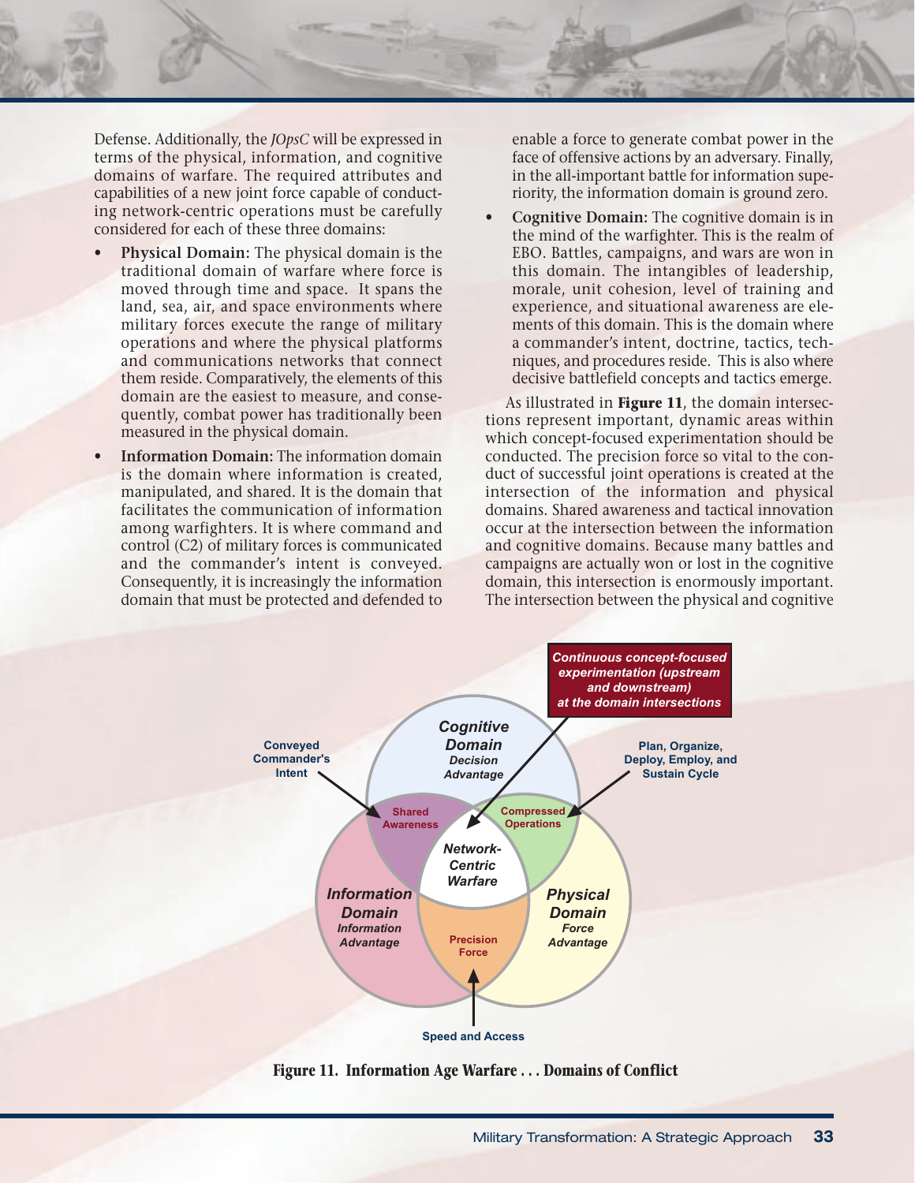Defense. Additionally, the *JOpsC* will be expressed in terms of the physical, information, and cognitive domains of warfare. The required attributes and capabilities of a new joint force capable of conducting network-centric operations must be carefully considered for each of these three domains:

- **Physical Domain:** The physical domain is the traditional domain of warfare where force is moved through time and space. It spans the land, sea, air, and space environments where military forces execute the range of military operations and where the physical platforms and communications networks that connect them reside. Comparatively, the elements of this domain are the easiest to measure, and consequently, combat power has traditionally been measured in the physical domain.
- **Information Domain:** The information domain is the domain where information is created, manipulated, and shared. It is the domain that facilitates the communication of information among warfighters. It is where command and control (C2) of military forces is communicated and the commander's intent is conveyed. Consequently, it is increasingly the information domain that must be protected and defended to enable a force to generate combat power in the face of offensive actions by an adversary. Finally, in the all-important battle for information superiority, the information domain is ground zero.
- **Cognitive Domain:** The cognitive domain is in the mind of the warfighter. This is the realm of EBO. Battles, campaigns, and wars are won in this domain. The intangibles of leadership, morale, unit cohesion, level of training and experience, and situational awareness are elements of this domain. This is the domain where a commander's intent, doctrine, tactics, techniques, and procedures reside. This is also where decisive battlefield concepts and tactics emerge.

As illustrated in **Figure 11**, the domain intersections represent important, dynamic areas within which concept-focused experimentation should be conducted. The precision force so vital to the conduct of successful joint operations is created at the intersection of the information and physical domains. Shared awareness and tactical innovation occur at the intersection between the information and cognitive domains. Because many battles and campaigns are actually won or lost in the cognitive domain, this intersection is enormously important. The intersection between the physical and cognitive

**Figure 11. Information Age Warfare . . . Domains of Conflict**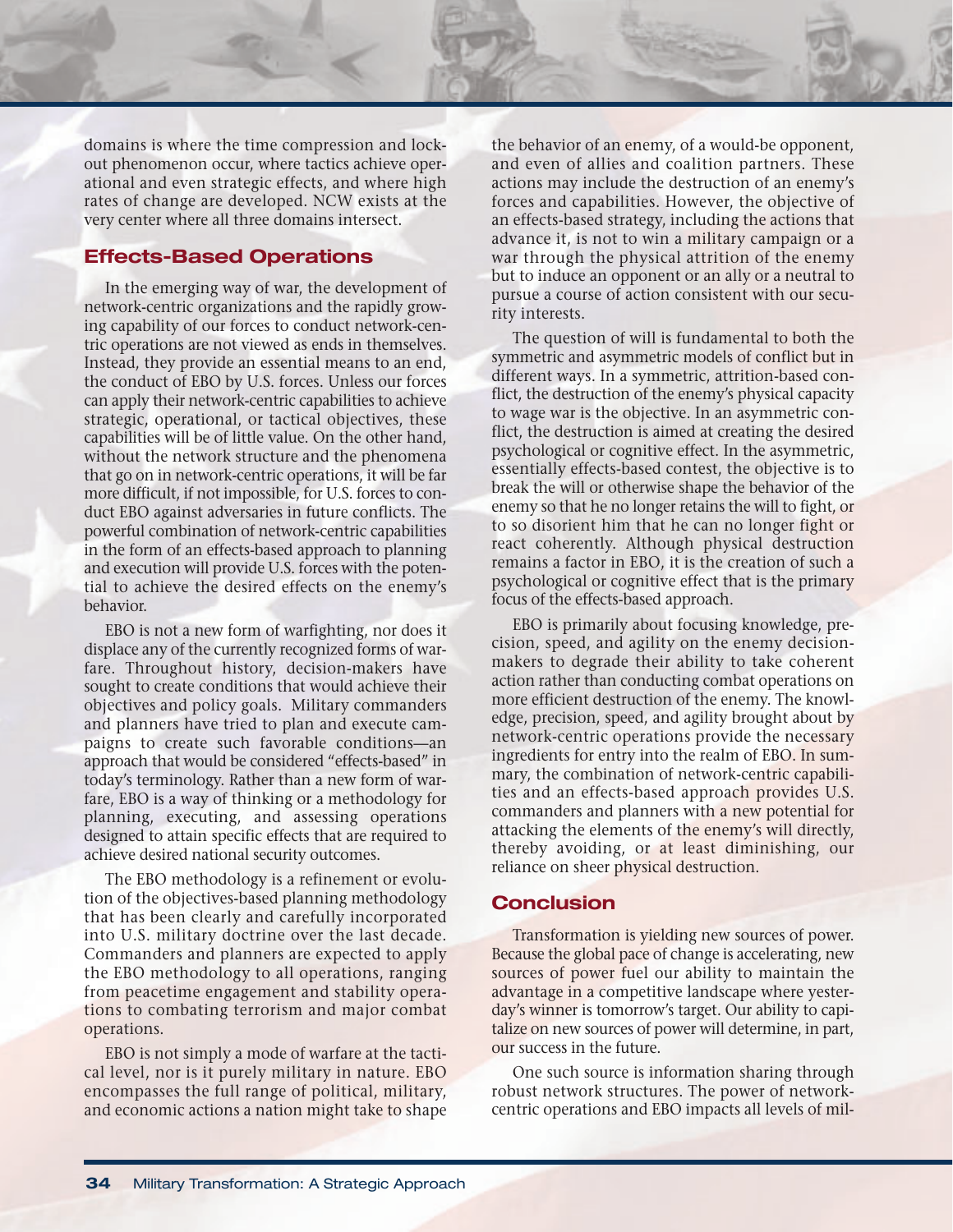domains is where the time compression and lock-out phenomenon occur, where tactics achieve operational and even strategic effects, and where high rates of change are developed. NCW exists at the very center where all three domains intersect.

## Effects-Based Operations

In the emerging way of war, the development of network-centric organizations and the rapidly growing capability of our forces to conduct network-centric operations are not viewed as ends in themselves. Instead, they provide an essential means to an end, the conduct of EBO by U.S. forces. Unless our forces can apply their network-centric capabilities to achieve strategic, operational, or tactical objectives, these capabilities will be of little value. On the other hand, without the network structure and the phenomena that go on in network-centric operations, it will be far more difficult, if not impossible, for U.S. forces to conduct EBO against adversaries in future conflicts. The powerful combination of network-centric capabilities in the form of an effects-based approach to planning and execution will provide U.S. forces with the potential to achieve the desired effects on the enemy's behavior.

EBO is not a new form of warfighting, nor does it displace any of the currently recognized forms of warfare. Throughout history, decision-makers have sought to create conditions that would achieve their objectives and policy goals. Military commanders and planners have tried to plan and execute campaigns to create such favorable conditions—an approach that would be considered "effects-based" in today's terminology. Rather than a new form of warfare, EBO is a way of thinking or a methodology for planning, executing, and assessing operations designed to attain specific effects that are required to achieve desired national security outcomes.

The EBO methodology is a refinement or evolution of the objectives-based planning methodology that has been clearly and carefully incorporated into U.S. military doctrine over the last decade. Commanders and planners are expected to apply the EBO methodology to all operations, ranging from peacetime engagement and stability operations to combating terrorism and major combat operations.

EBO is not simply a mode of warfare at the tactical level, nor is it purely military in nature. EBO encompasses the full range of political, military, and economic actions a nation might take to shape the behavior of an enemy, of a would-be opponent, and even of allies and coalition partners. These actions may include the destruction of an enemy's forces and capabilities. However, the objective of an effects-based strategy, including the actions that advance it, is not to win a military campaign or a war through the physical attrition of the enemy but to induce an opponent or an ally or a neutral to pursue a course of action consistent with our security interests.

The question of will is fundamental to both the symmetric and asymmetric models of conflict but in different ways. In a symmetric, attrition-based conflict, the destruction of the enemy's physical capacity to wage war is the objective. In an asymmetric conflict, the destruction is aimed at creating the desired psychological or cognitive effect. In the asymmetric, essentially effects-based contest, the objective is to break the will or otherwise shape the behavior of the enemy so that he no longer retains the will to fight, or to so disorient him that he can no longer fight or react coherently. Although physical destruction remains a factor in EBO, it is the creation of such a psychological or cognitive effect that is the primary focus of the effects-based approach.

EBO is primarily about focusing knowledge, precision, speed, and agility on the enemy decision-makers to degrade their ability to take coherent action rather than conducting combat operations on more efficient destruction of the enemy. The knowledge, precision, speed, and agility brought about by network-centric operations provide the necessary ingredients for entry into the realm of EBO. In summary, the combination of network-centric capabilities and an effects-based approach provides U.S. commanders and planners with a new potential for attacking the elements of the enemy's will directly, thereby avoiding, or at least diminishing, our reliance on sheer physical destruction.

## Conclusion

Transformation is yielding new sources of power. Because the global pace of change is accelerating, new sources of power fuel our ability to maintain the advantage in a competitive landscape where yesterday's winner is tomorrow's target. Our ability to capitalize on new sources of power will determine, in part, our success in the future.

One such source is information sharing through robust network structures. The power of network-centric operations and EBO impacts all levels of mil-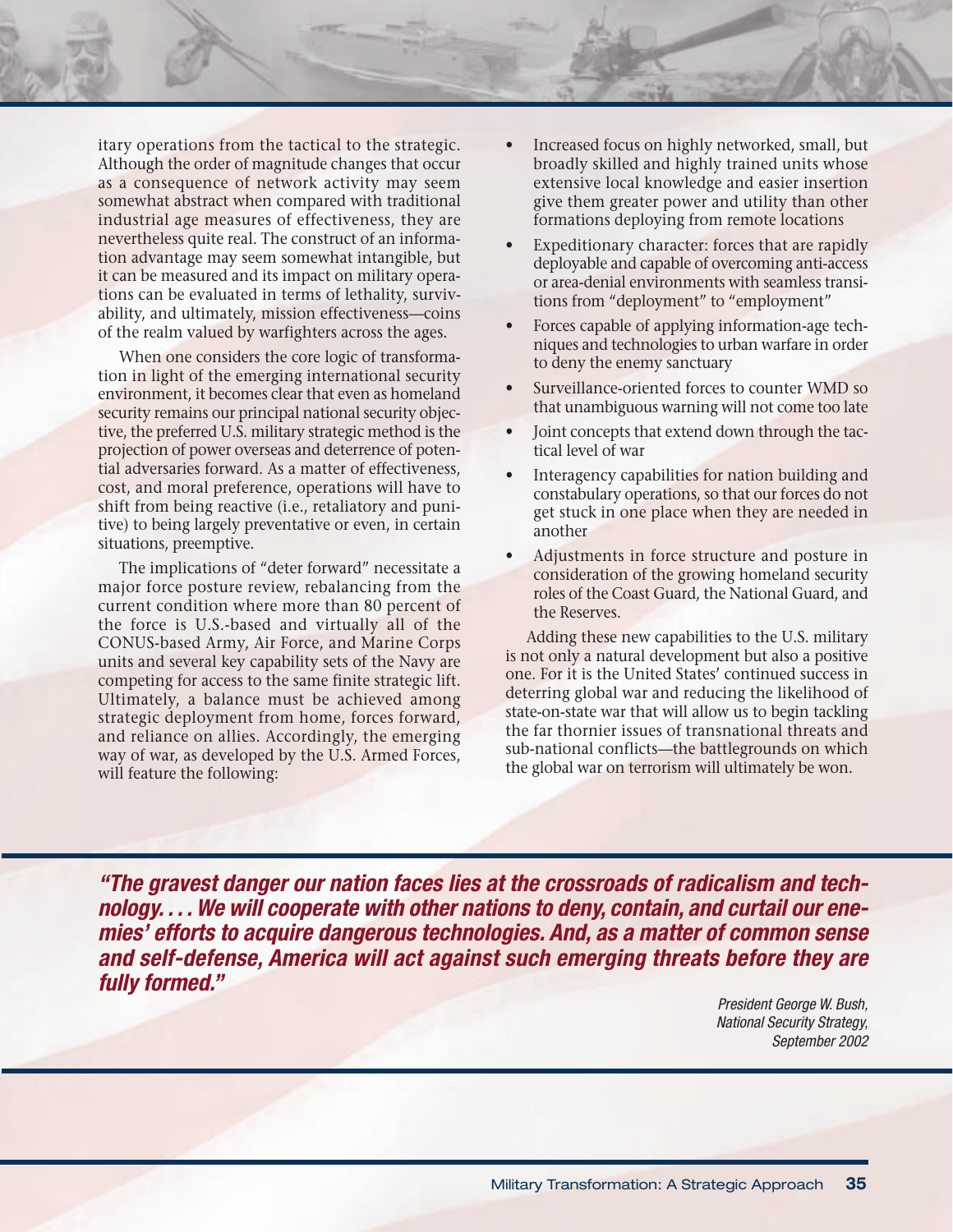itary operations from the tactical to the strategic. Although the order of magnitude changes that occur as a consequence of network activity may seem somewhat abstract when compared with traditional industrial age measures of effectiveness, they are nevertheless quite real. The construct of an information advantage may seem somewhat intangible, but it can be measured and its impact on military operations can be evaluated in terms of lethality, survivability, and ultimately, mission effectiveness—coins of the realm valued by warfighters across the ages.

When one considers the core logic of transformation in light of the emerging international security environment, it becomes clear that even as homeland security remains our principal national security objective, the preferred U.S. military strategic method is the projection of power overseas and deterrence of potential adversaries forward. As a matter of effectiveness, cost, and moral preference, operations will have to shift from being reactive (i.e., retaliatory and punitive) to being largely preventative or even, in certain situations, preemptive.

The implications of "deter forward" necessitate a major force posture review, rebalancing from the current condition where more than 80 percent of the force is U.S.-based and virtually all of the CONUS-based Army, Air Force, and Marine Corps units and several key capability sets of the Navy are competing for access to the same finite strategic lift. Ultimately, a balance must be achieved among strategic deployment from home, forces forward, and reliance on allies. Accordingly, the emerging way of war, as developed by the U.S. Armed Forces, will feature the following:

- Increased focus on highly networked, small, but broadly skilled and highly trained units whose extensive local knowledge and easier insertion give them greater power and utility than other formations deploying from remote locations
- Expeditionary character: forces that are rapidly deployable and capable of overcoming anti-access or area-denial environments with seamless transitions from "deployment" to "employment"
- Forces capable of applying information-age techniques and technologies to urban warfare in order to deny the enemy sanctuary
- Surveillance-oriented forces to counter WMD so that unambiguous warning will not come too late
- Joint concepts that extend down through the tactical level of war
- Interagency capabilities for nation building and constabulary operations, so that our forces do not get stuck in one place when they are needed in another
- Adjustments in force structure and posture in consideration of the growing homeland security roles of the Coast Guard, the National Guard, and the Reserves.

Adding these new capabilities to the U.S. military is not only a natural development but also a positive one. For it is the United States' continued success in deterring global war and reducing the likelihood of state-on-state war that will allow us to begin tackling the far thornier issues of transnational threats and sub-national conflicts—the battlegrounds on which the global war on terrorism will ultimately be won.

***"The gravest danger our nation faces lies at the crossroads of radicalism and technology. . . . We will cooperate with other nations to deny, contain, and curtail our enemies' efforts to acquire dangerous technologies. And, as a matter of common sense and self-defense, America will act against such emerging threats before they are fully formed."***

*President George W. Bush,*
*National Security Strategy,*
*September 2002*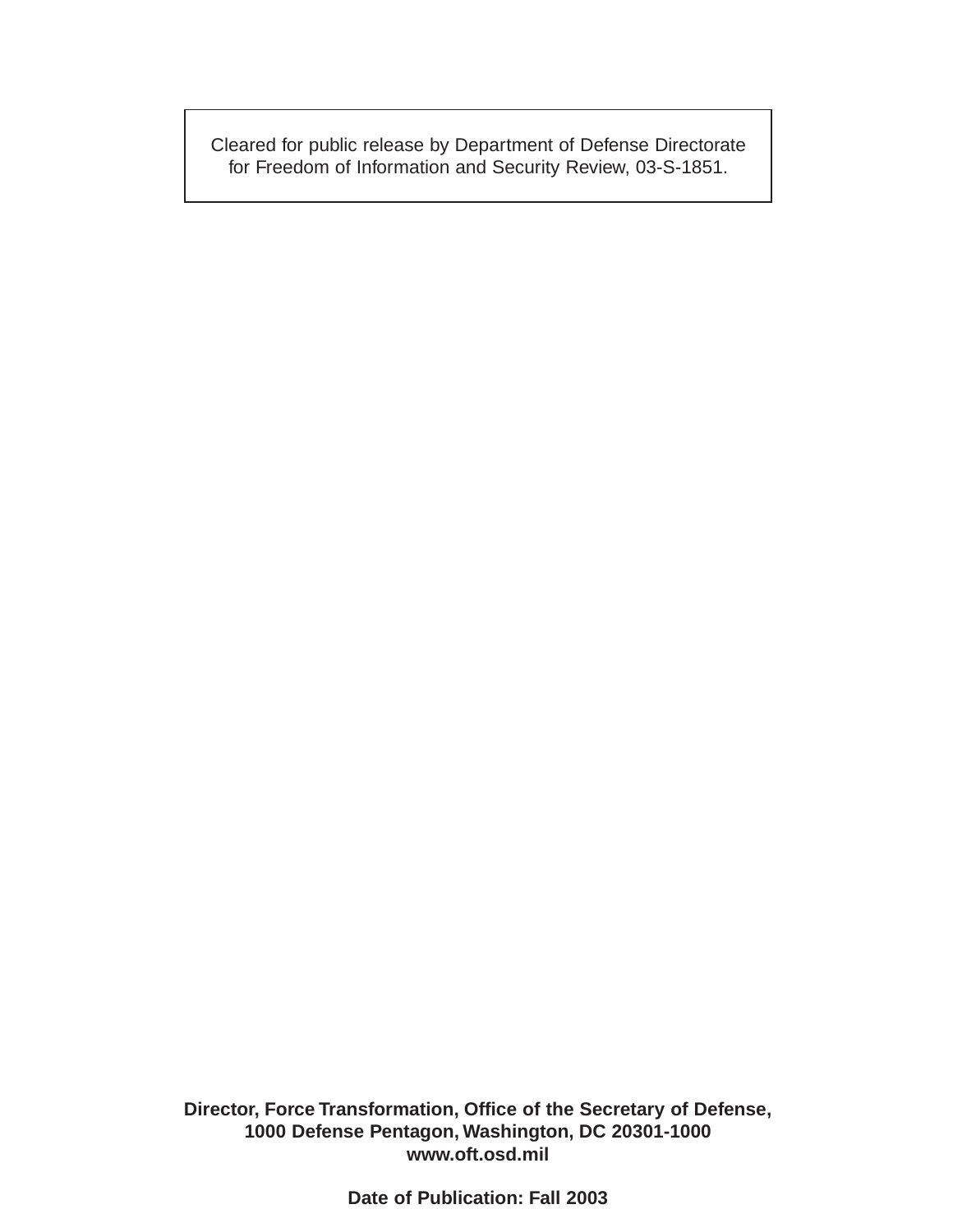Cleared for public release by Department of Defense Directorate for Freedom of Information and Security Review, 03-S-1851.

**Director, Force Transformation, Office of the Secretary of Defense,**
**1000 Defense Pentagon, Washington, DC 20301-1000**
**www.oft.osd.mil**

**Date of Publication: Fall 2003**